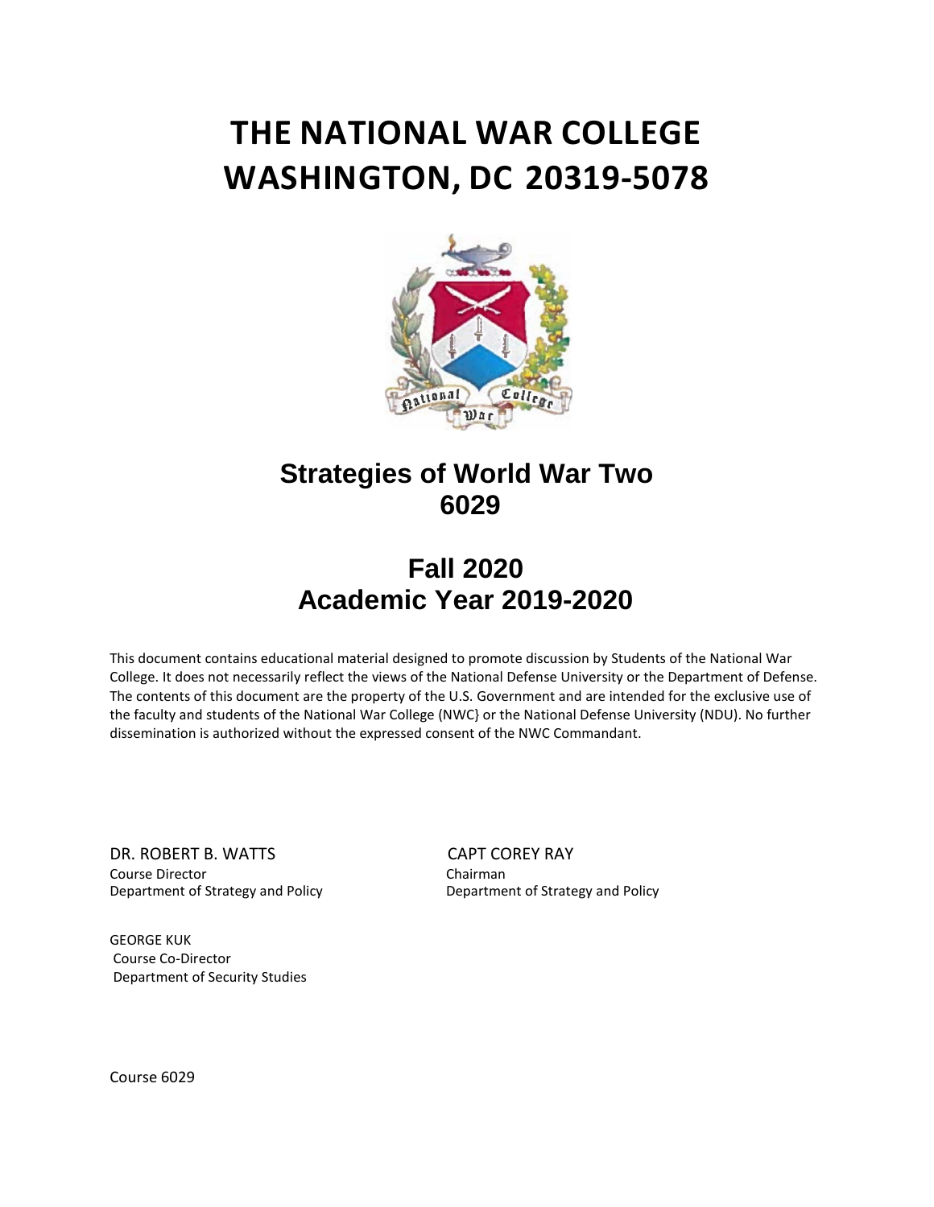# THE NATIONAL WAR COLLEGE
# WASHINGTON, DC 20319-5078

## Strategies of World War Two
## 6029

## Fall 2020
## Academic Year 2019-2020

This document contains educational material designed to promote discussion by Students of the National War College. It does not necessarily reflect the views of the National Defense University or the Department of Defense. The contents of this document are the property of the U.S. Government and are intended for the exclusive use of the faculty and students of the National War College (NWC} or the National Defense University (NDU). No further dissemination is authorized without the expressed consent of the NWC Commandant.

DR. ROBERT B. WATTS
Course Director
Department of Strategy and Policy

CAPT COREY RAY
Chairman
Department of Strategy and Policy

GEORGE KUK
Course Co-Director
Department of Security Studies

Course 6029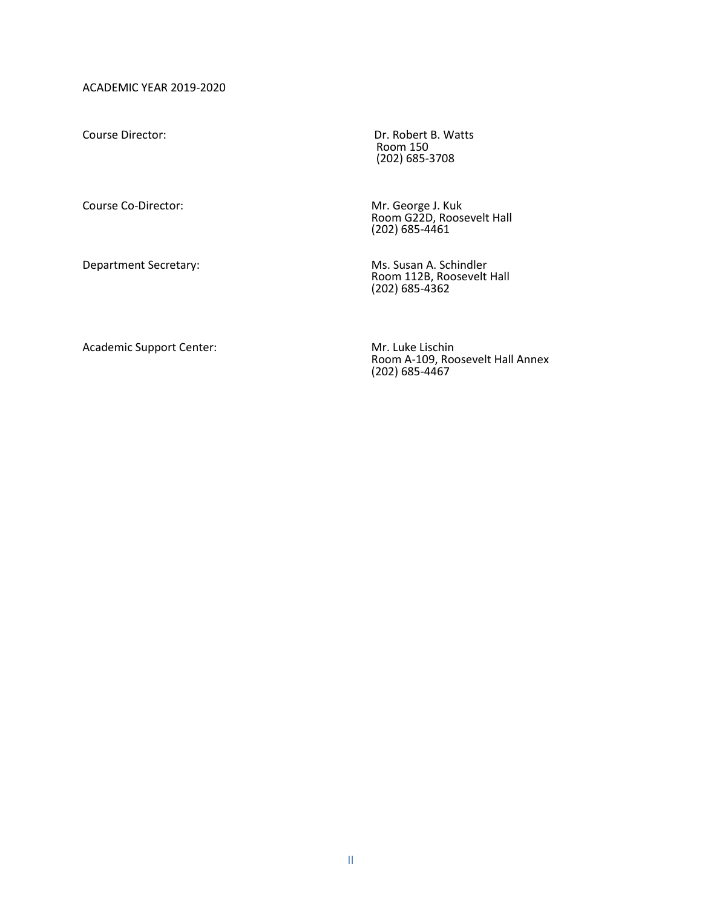ACADEMIC YEAR 2019-2020

| | |
|---|---|
| Course Director: | Dr. Robert B. Watts<br>Room 150<br>(202) 685-3708 |
| Course Co-Director: | Mr. George J. Kuk<br>Room G22D, Roosevelt Hall<br>(202) 685-4461 |
| Department Secretary: | Ms. Susan A. Schindler<br>Room 112B, Roosevelt Hall<br>(202) 685-4362 |
| Academic Support Center: | Mr. Luke Lischin<br>Room A-109, Roosevelt Hall Annex<br>(202) 685-4467 |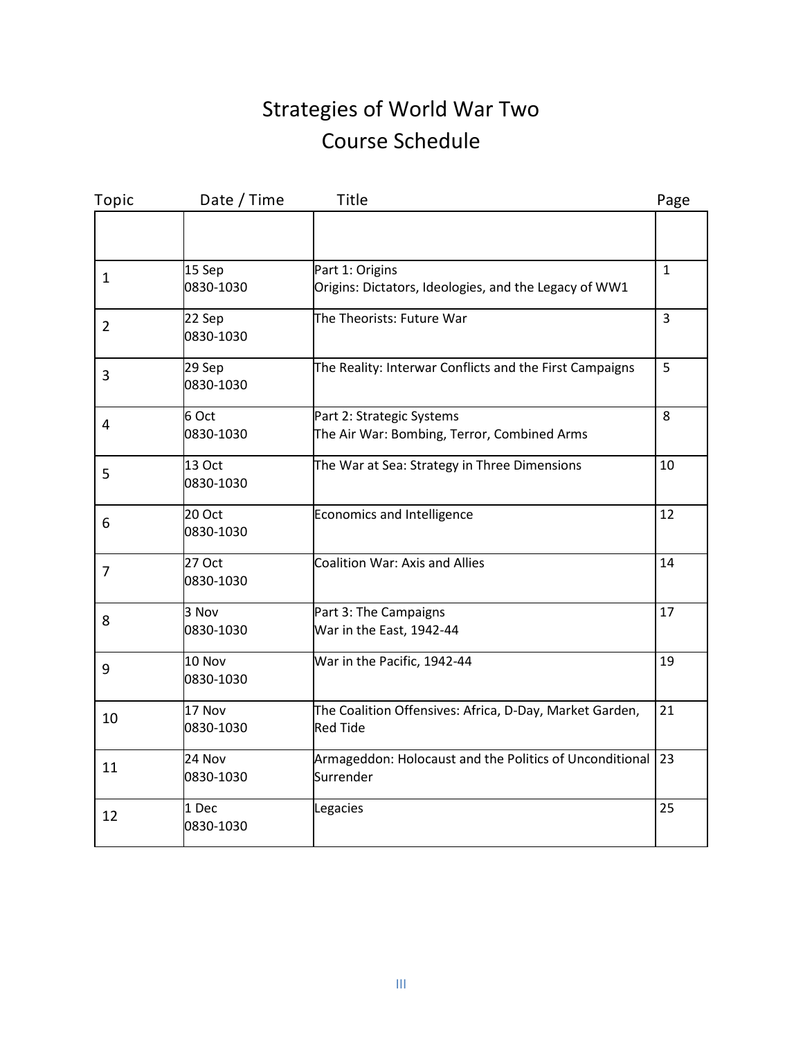# Strategies of World War Two
## Course Schedule

| Topic | Date / Time | Title | Page |
|---|---|---|---|
| | | | |
| 1 | 15 Sep 0830-1030 | Part 1: Origins<br>Origins: Dictators, Ideologies, and the Legacy of WW1 | 1 |
| 2 | 22 Sep 0830-1030 | The Theorists: Future War | 3 |
| 3 | 29 Sep 0830-1030 | The Reality: Interwar Conflicts and the First Campaigns | 5 |
| 4 | 6 Oct 0830-1030 | Part 2: Strategic Systems<br>The Air War: Bombing, Terror, Combined Arms | 8 |
| 5 | 13 Oct 0830-1030 | The War at Sea: Strategy in Three Dimensions | 10 |
| 6 | 20 Oct 0830-1030 | Economics and Intelligence | 12 |
| 7 | 27 Oct 0830-1030 | Coalition War: Axis and Allies | 14 |
| 8 | 3 Nov 0830-1030 | Part 3: The Campaigns<br>War in the East, 1942-44 | 17 |
| 9 | 10 Nov 0830-1030 | War in the Pacific, 1942-44 | 19 |
| 10 | 17 Nov 0830-1030 | The Coalition Offensives: Africa, D-Day, Market Garden, Red Tide | 21 |
| 11 | 24 Nov 0830-1030 | Armageddon: Holocaust and the Politics of Unconditional Surrender | 23 |
| 12 | 1 Dec 0830-1030 | Legacies | 25 |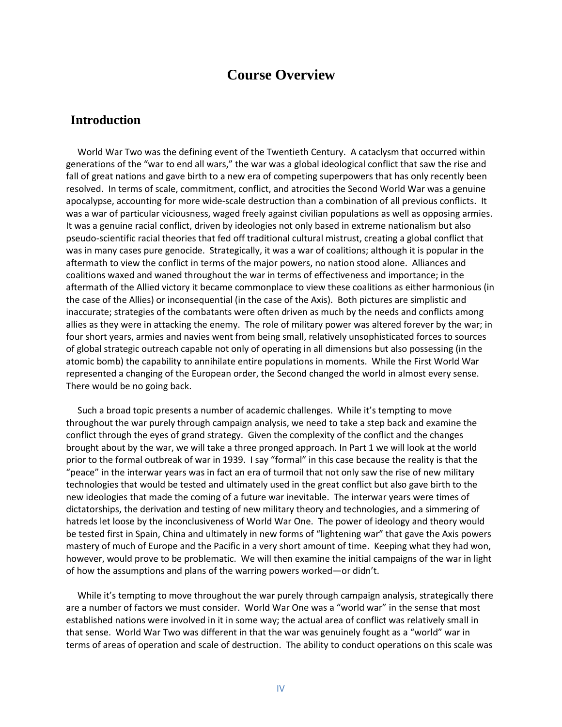# Course Overview

## Introduction

World War Two was the defining event of the Twentieth Century. A cataclysm that occurred within generations of the "war to end all wars," the war was a global ideological conflict that saw the rise and fall of great nations and gave birth to a new era of competing superpowers that has only recently been resolved. In terms of scale, commitment, conflict, and atrocities the Second World War was a genuine apocalypse, accounting for more wide-scale destruction than a combination of all previous conflicts. It was a war of particular viciousness, waged freely against civilian populations as well as opposing armies. It was a genuine racial conflict, driven by ideologies not only based in extreme nationalism but also pseudo-scientific racial theories that fed off traditional cultural mistrust, creating a global conflict that was in many cases pure genocide. Strategically, it was a war of coalitions; although it is popular in the aftermath to view the conflict in terms of the major powers, no nation stood alone. Alliances and coalitions waxed and waned throughout the war in terms of effectiveness and importance; in the aftermath of the Allied victory it became commonplace to view these coalitions as either harmonious (in the case of the Allies) or inconsequential (in the case of the Axis). Both pictures are simplistic and inaccurate; strategies of the combatants were often driven as much by the needs and conflicts among allies as they were in attacking the enemy. The role of military power was altered forever by the war; in four short years, armies and navies went from being small, relatively unsophisticated forces to sources of global strategic outreach capable not only of operating in all dimensions but also possessing (in the atomic bomb) the capability to annihilate entire populations in moments. While the First World War represented a changing of the European order, the Second changed the world in almost every sense. There would be no going back.

Such a broad topic presents a number of academic challenges. While it's tempting to move throughout the war purely through campaign analysis, we need to take a step back and examine the conflict through the eyes of grand strategy. Given the complexity of the conflict and the changes brought about by the war, we will take a three pronged approach. In Part 1 we will look at the world prior to the formal outbreak of war in 1939. I say "formal" in this case because the reality is that the "peace" in the interwar years was in fact an era of turmoil that not only saw the rise of new military technologies that would be tested and ultimately used in the great conflict but also gave birth to the new ideologies that made the coming of a future war inevitable. The interwar years were times of dictatorships, the derivation and testing of new military theory and technologies, and a simmering of hatreds let loose by the inconclusiveness of World War One. The power of ideology and theory would be tested first in Spain, China and ultimately in new forms of "lightening war" that gave the Axis powers mastery of much of Europe and the Pacific in a very short amount of time. Keeping what they had won, however, would prove to be problematic. We will then examine the initial campaigns of the war in light of how the assumptions and plans of the warring powers worked—or didn't.

While it's tempting to move throughout the war purely through campaign analysis, strategically there are a number of factors we must consider. World War One was a "world war" in the sense that most established nations were involved in it in some way; the actual area of conflict was relatively small in that sense. World War Two was different in that the war was genuinely fought as a "world" war in terms of areas of operation and scale of destruction. The ability to conduct operations on this scale was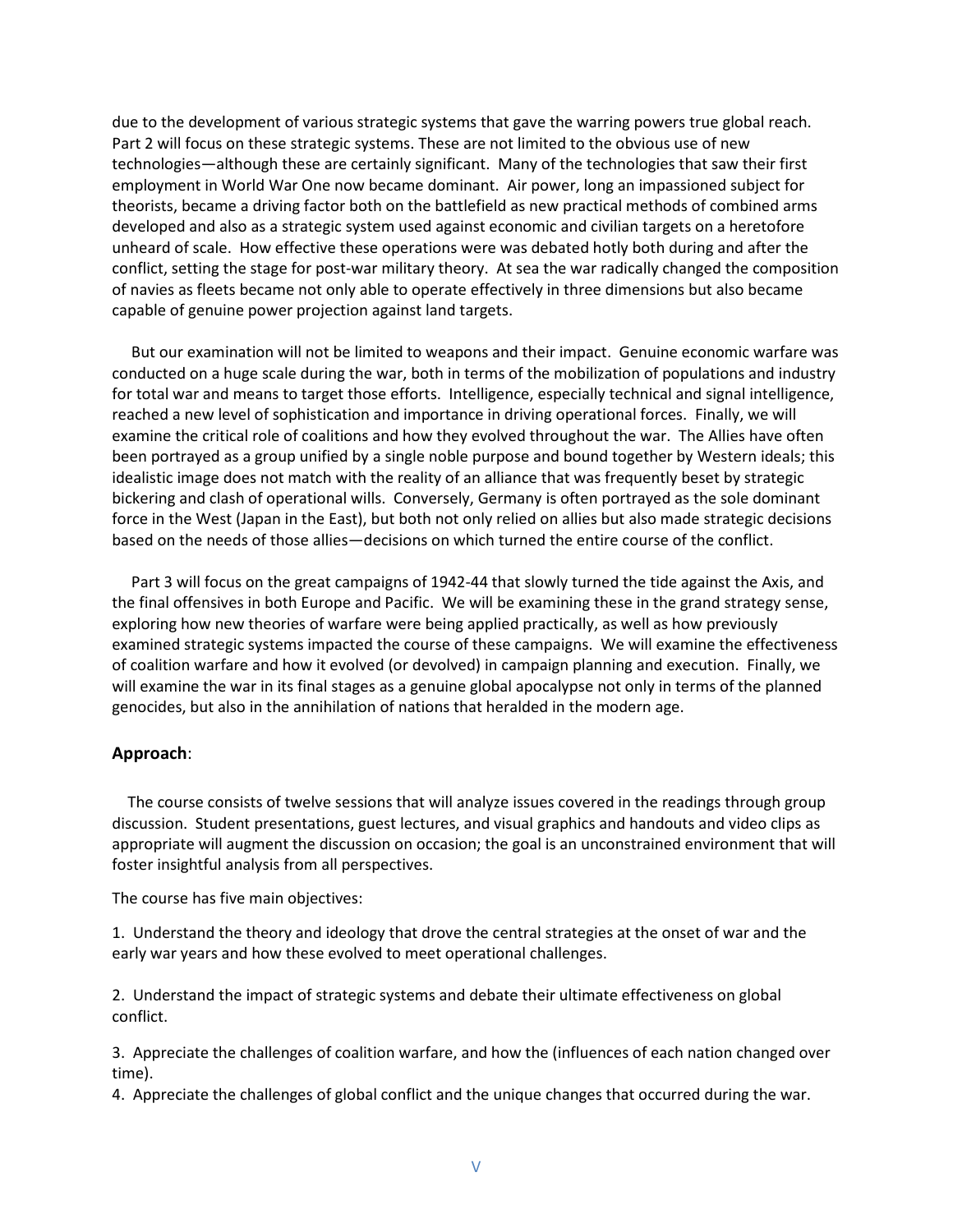due to the development of various strategic systems that gave the warring powers true global reach. Part 2 will focus on these strategic systems. These are not limited to the obvious use of new technologies—although these are certainly significant. Many of the technologies that saw their first employment in World War One now became dominant. Air power, long an impassioned subject for theorists, became a driving factor both on the battlefield as new practical methods of combined arms developed and also as a strategic system used against economic and civilian targets on a heretofore unheard of scale. How effective these operations were was debated hotly both during and after the conflict, setting the stage for post-war military theory. At sea the war radically changed the composition of navies as fleets became not only able to operate effectively in three dimensions but also became capable of genuine power projection against land targets.

But our examination will not be limited to weapons and their impact. Genuine economic warfare was conducted on a huge scale during the war, both in terms of the mobilization of populations and industry for total war and means to target those efforts. Intelligence, especially technical and signal intelligence, reached a new level of sophistication and importance in driving operational forces. Finally, we will examine the critical role of coalitions and how they evolved throughout the war. The Allies have often been portrayed as a group unified by a single noble purpose and bound together by Western ideals; this idealistic image does not match with the reality of an alliance that was frequently beset by strategic bickering and clash of operational wills. Conversely, Germany is often portrayed as the sole dominant force in the West (Japan in the East), but both not only relied on allies but also made strategic decisions based on the needs of those allies—decisions on which turned the entire course of the conflict.

Part 3 will focus on the great campaigns of 1942-44 that slowly turned the tide against the Axis, and the final offensives in both Europe and Pacific. We will be examining these in the grand strategy sense, exploring how new theories of warfare were being applied practically, as well as how previously examined strategic systems impacted the course of these campaigns. We will examine the effectiveness of coalition warfare and how it evolved (or devolved) in campaign planning and execution. Finally, we will examine the war in its final stages as a genuine global apocalypse not only in terms of the planned genocides, but also in the annihilation of nations that heralded in the modern age.

**Approach**:

The course consists of twelve sessions that will analyze issues covered in the readings through group discussion. Student presentations, guest lectures, and visual graphics and handouts and video clips as appropriate will augment the discussion on occasion; the goal is an unconstrained environment that will foster insightful analysis from all perspectives.

The course has five main objectives:

1. Understand the theory and ideology that drove the central strategies at the onset of war and the early war years and how these evolved to meet operational challenges.

2. Understand the impact of strategic systems and debate their ultimate effectiveness on global conflict.

3. Appreciate the challenges of coalition warfare, and how the (influences of each nation changed over time).

4. Appreciate the challenges of global conflict and the unique changes that occurred during the war.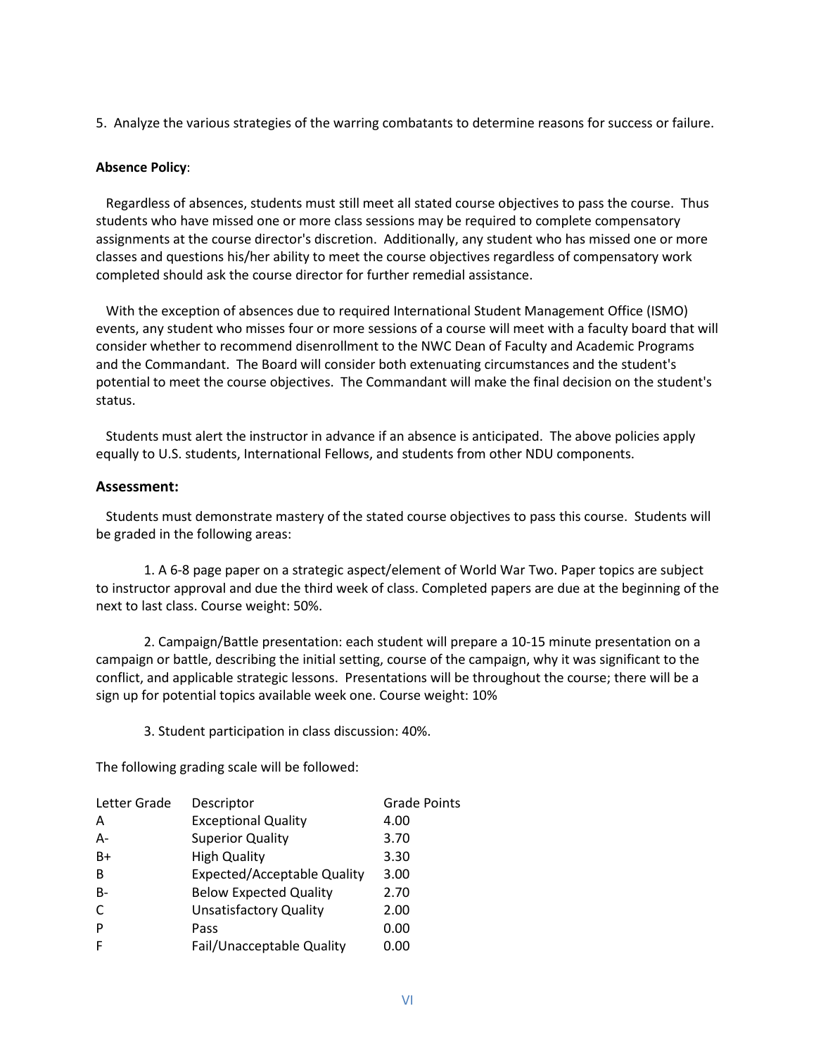5. Analyze the various strategies of the warring combatants to determine reasons for success or failure.

**Absence Policy**:

Regardless of absences, students must still meet all stated course objectives to pass the course. Thus students who have missed one or more class sessions may be required to complete compensatory assignments at the course director's discretion. Additionally, any student who has missed one or more classes and questions his/her ability to meet the course objectives regardless of compensatory work completed should ask the course director for further remedial assistance.

With the exception of absences due to required International Student Management Office (ISMO) events, any student who misses four or more sessions of a course will meet with a faculty board that will consider whether to recommend disenrollment to the NWC Dean of Faculty and Academic Programs and the Commandant. The Board will consider both extenuating circumstances and the student's potential to meet the course objectives. The Commandant will make the final decision on the student's status.

Students must alert the instructor in advance if an absence is anticipated. The above policies apply equally to U.S. students, International Fellows, and students from other NDU components.

## Assessment:

Students must demonstrate mastery of the stated course objectives to pass this course. Students will be graded in the following areas:

1. A 6-8 page paper on a strategic aspect/element of World War Two. Paper topics are subject to instructor approval and due the third week of class. Completed papers are due at the beginning of the next to last class. Course weight: 50%.

2. Campaign/Battle presentation: each student will prepare a 10-15 minute presentation on a campaign or battle, describing the initial setting, course of the campaign, why it was significant to the conflict, and applicable strategic lessons. Presentations will be throughout the course; there will be a sign up for potential topics available week one. Course weight: 10%

3. Student participation in class discussion: 40%.

The following grading scale will be followed:

| Letter Grade | Descriptor | Grade Points |
|---|---|---|
| A | Exceptional Quality | 4.00 |
| A- | Superior Quality | 3.70 |
| B+ | High Quality | 3.30 |
| B | Expected/Acceptable Quality | 3.00 |
| B- | Below Expected Quality | 2.70 |
| C | Unsatisfactory Quality | 2.00 |
| P | Pass | 0.00 |
| F | Fail/Unacceptable Quality | 0.00 |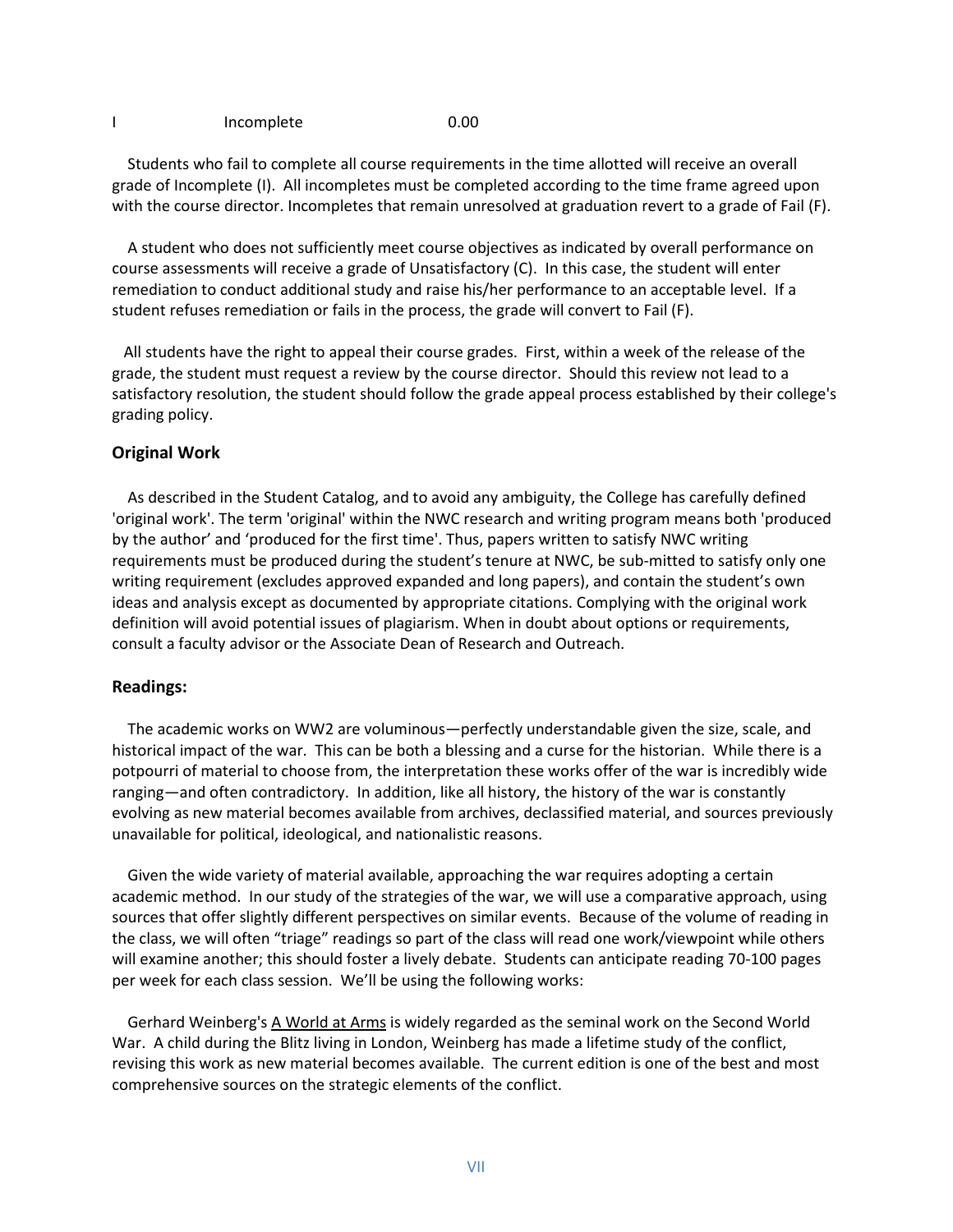| I | Incomplete | 0.00 |
|---|---|---|

Students who fail to complete all course requirements in the time allotted will receive an overall grade of Incomplete (I). All incompletes must be completed according to the time frame agreed upon with the course director. Incompletes that remain unresolved at graduation revert to a grade of Fail (F).

A student who does not sufficiently meet course objectives as indicated by overall performance on course assessments will receive a grade of Unsatisfactory (C). In this case, the student will enter remediation to conduct additional study and raise his/her performance to an acceptable level. If a student refuses remediation or fails in the process, the grade will convert to Fail (F).

All students have the right to appeal their course grades. First, within a week of the release of the grade, the student must request a review by the course director. Should this review not lead to a satisfactory resolution, the student should follow the grade appeal process established by their college's grading policy.

### Original Work

As described in the Student Catalog, and to avoid any ambiguity, the College has carefully defined 'original work'. The term 'original' within the NWC research and writing program means both 'produced by the author' and 'produced for the first time'. Thus, papers written to satisfy NWC writing requirements must be produced during the student's tenure at NWC, be sub-mitted to satisfy only one writing requirement (excludes approved expanded and long papers), and contain the student's own ideas and analysis except as documented by appropriate citations. Complying with the original work definition will avoid potential issues of plagiarism. When in doubt about options or requirements, consult a faculty advisor or the Associate Dean of Research and Outreach.

### Readings:

The academic works on WW2 are voluminous—perfectly understandable given the size, scale, and historical impact of the war. This can be both a blessing and a curse for the historian. While there is a potpourri of material to choose from, the interpretation these works offer of the war is incredibly wide ranging—and often contradictory. In addition, like all history, the history of the war is constantly evolving as new material becomes available from archives, declassified material, and sources previously unavailable for political, ideological, and nationalistic reasons.

Given the wide variety of material available, approaching the war requires adopting a certain academic method. In our study of the strategies of the war, we will use a comparative approach, using sources that offer slightly different perspectives on similar events. Because of the volume of reading in the class, we will often "triage" readings so part of the class will read one work/viewpoint while others will examine another; this should foster a lively debate. Students can anticipate reading 70-100 pages per week for each class session. We'll be using the following works:

Gerhard Weinberg's A World at Arms is widely regarded as the seminal work on the Second World War. A child during the Blitz living in London, Weinberg has made a lifetime study of the conflict, revising this work as new material becomes available. The current edition is one of the best and most comprehensive sources on the strategic elements of the conflict.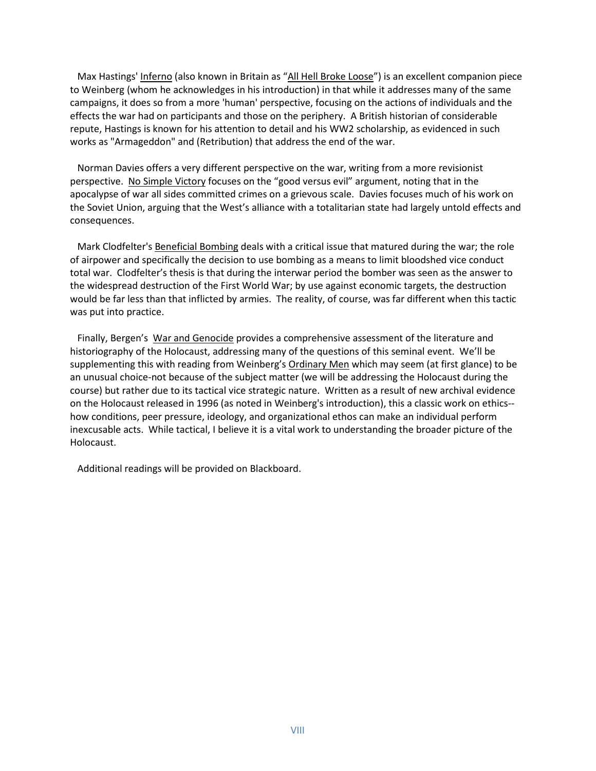Max Hastings' Inferno (also known in Britain as "All Hell Broke Loose") is an excellent companion piece to Weinberg (whom he acknowledges in his introduction) in that while it addresses many of the same campaigns, it does so from a more 'human' perspective, focusing on the actions of individuals and the effects the war had on participants and those on the periphery. A British historian of considerable repute, Hastings is known for his attention to detail and his WW2 scholarship, as evidenced in such works as "Armageddon" and (Retribution) that address the end of the war.

Norman Davies offers a very different perspective on the war, writing from a more revisionist perspective. No Simple Victory focuses on the "good versus evil" argument, noting that in the apocalypse of war all sides committed crimes on a grievous scale. Davies focuses much of his work on the Soviet Union, arguing that the West's alliance with a totalitarian state had largely untold effects and consequences.

Mark Clodfelter's Beneficial Bombing deals with a critical issue that matured during the war; the role of airpower and specifically the decision to use bombing as a means to limit bloodshed vice conduct total war. Clodfelter's thesis is that during the interwar period the bomber was seen as the answer to the widespread destruction of the First World War; by use against economic targets, the destruction would be far less than that inflicted by armies. The reality, of course, was far different when this tactic was put into practice.

Finally, Bergen's War and Genocide provides a comprehensive assessment of the literature and historiography of the Holocaust, addressing many of the questions of this seminal event. We'll be supplementing this with reading from Weinberg's Ordinary Men which may seem (at first glance) to be an unusual choice-not because of the subject matter (we will be addressing the Holocaust during the course) but rather due to its tactical vice strategic nature. Written as a result of new archival evidence on the Holocaust released in 1996 (as noted in Weinberg's introduction), this a classic work on ethics--how conditions, peer pressure, ideology, and organizational ethos can make an individual perform inexcusable acts. While tactical, I believe it is a vital work to understanding the broader picture of the Holocaust.

Additional readings will be provided on Blackboard.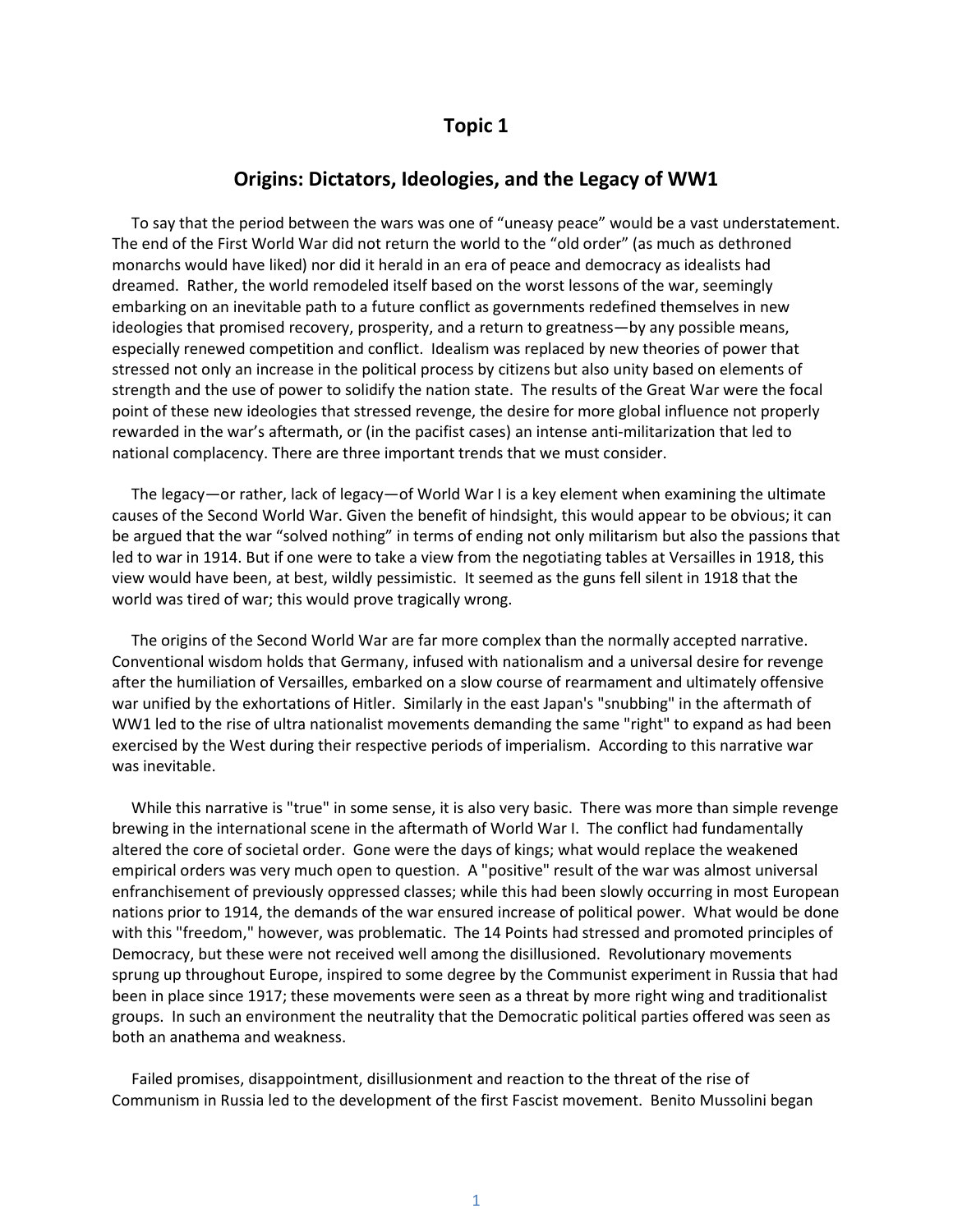## Topic 1

## Origins: Dictators, Ideologies, and the Legacy of WW1

To say that the period between the wars was one of "uneasy peace" would be a vast understatement. The end of the First World War did not return the world to the "old order" (as much as dethroned monarchs would have liked) nor did it herald in an era of peace and democracy as idealists had dreamed. Rather, the world remodeled itself based on the worst lessons of the war, seemingly embarking on an inevitable path to a future conflict as governments redefined themselves in new ideologies that promised recovery, prosperity, and a return to greatness—by any possible means, especially renewed competition and conflict. Idealism was replaced by new theories of power that stressed not only an increase in the political process by citizens but also unity based on elements of strength and the use of power to solidify the nation state. The results of the Great War were the focal point of these new ideologies that stressed revenge, the desire for more global influence not properly rewarded in the war's aftermath, or (in the pacifist cases) an intense anti-militarization that led to national complacency. There are three important trends that we must consider.

The legacy—or rather, lack of legacy—of World War I is a key element when examining the ultimate causes of the Second World War. Given the benefit of hindsight, this would appear to be obvious; it can be argued that the war "solved nothing" in terms of ending not only militarism but also the passions that led to war in 1914. But if one were to take a view from the negotiating tables at Versailles in 1918, this view would have been, at best, wildly pessimistic. It seemed as the guns fell silent in 1918 that the world was tired of war; this would prove tragically wrong.

The origins of the Second World War are far more complex than the normally accepted narrative. Conventional wisdom holds that Germany, infused with nationalism and a universal desire for revenge after the humiliation of Versailles, embarked on a slow course of rearmament and ultimately offensive war unified by the exhortations of Hitler. Similarly in the east Japan's "snubbing" in the aftermath of WW1 led to the rise of ultra nationalist movements demanding the same "right" to expand as had been exercised by the West during their respective periods of imperialism. According to this narrative war was inevitable.

While this narrative is "true" in some sense, it is also very basic. There was more than simple revenge brewing in the international scene in the aftermath of World War I. The conflict had fundamentally altered the core of societal order. Gone were the days of kings; what would replace the weakened empirical orders was very much open to question. A "positive" result of the war was almost universal enfranchisement of previously oppressed classes; while this had been slowly occurring in most European nations prior to 1914, the demands of the war ensured increase of political power. What would be done with this "freedom," however, was problematic. The 14 Points had stressed and promoted principles of Democracy, but these were not received well among the disillusioned. Revolutionary movements sprung up throughout Europe, inspired to some degree by the Communist experiment in Russia that had been in place since 1917; these movements were seen as a threat by more right wing and traditionalist groups. In such an environment the neutrality that the Democratic political parties offered was seen as both an anathema and weakness.

Failed promises, disappointment, disillusionment and reaction to the threat of the rise of Communism in Russia led to the development of the first Fascist movement. Benito Mussolini began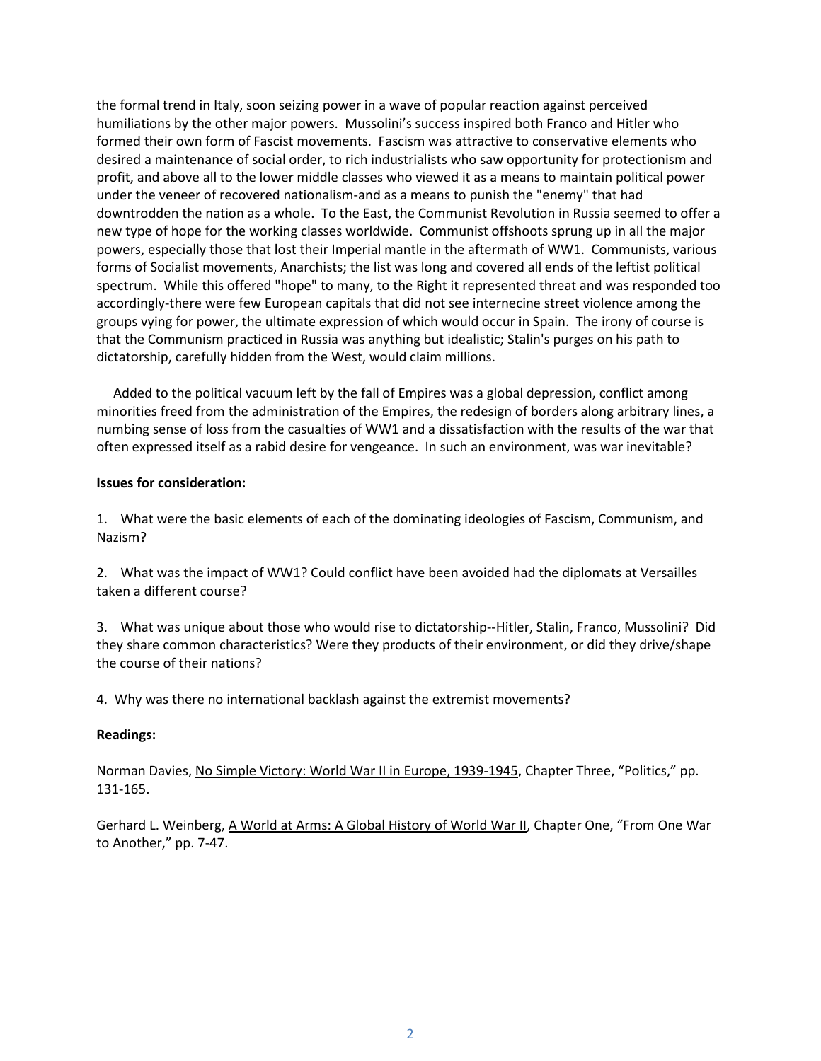the formal trend in Italy, soon seizing power in a wave of popular reaction against perceived humiliations by the other major powers. Mussolini's success inspired both Franco and Hitler who formed their own form of Fascist movements. Fascism was attractive to conservative elements who desired a maintenance of social order, to rich industrialists who saw opportunity for protectionism and profit, and above all to the lower middle classes who viewed it as a means to maintain political power under the veneer of recovered nationalism-and as a means to punish the "enemy" that had downtrodden the nation as a whole. To the East, the Communist Revolution in Russia seemed to offer a new type of hope for the working classes worldwide. Communist offshoots sprung up in all the major powers, especially those that lost their Imperial mantle in the aftermath of WW1. Communists, various forms of Socialist movements, Anarchists; the list was long and covered all ends of the leftist political spectrum. While this offered "hope" to many, to the Right it represented threat and was responded too accordingly-there were few European capitals that did not see internecine street violence among the groups vying for power, the ultimate expression of which would occur in Spain. The irony of course is that the Communism practiced in Russia was anything but idealistic; Stalin's purges on his path to dictatorship, carefully hidden from the West, would claim millions.

Added to the political vacuum left by the fall of Empires was a global depression, conflict among minorities freed from the administration of the Empires, the redesign of borders along arbitrary lines, a numbing sense of loss from the casualties of WW1 and a dissatisfaction with the results of the war that often expressed itself as a rabid desire for vengeance. In such an environment, was war inevitable?

**Issues for consideration:**

1. What were the basic elements of each of the dominating ideologies of Fascism, Communism, and Nazism?

2. What was the impact of WW1? Could conflict have been avoided had the diplomats at Versailles taken a different course?

3. What was unique about those who would rise to dictatorship--Hitler, Stalin, Franco, Mussolini? Did they share common characteristics? Were they products of their environment, or did they drive/shape the course of their nations?

4. Why was there no international backlash against the extremist movements?

**Readings:**

Norman Davies, No Simple Victory: World War II in Europe, 1939-1945, Chapter Three, "Politics," pp. 131-165.

Gerhard L. Weinberg, A World at Arms: A Global History of World War II, Chapter One, "From One War to Another," pp. 7-47.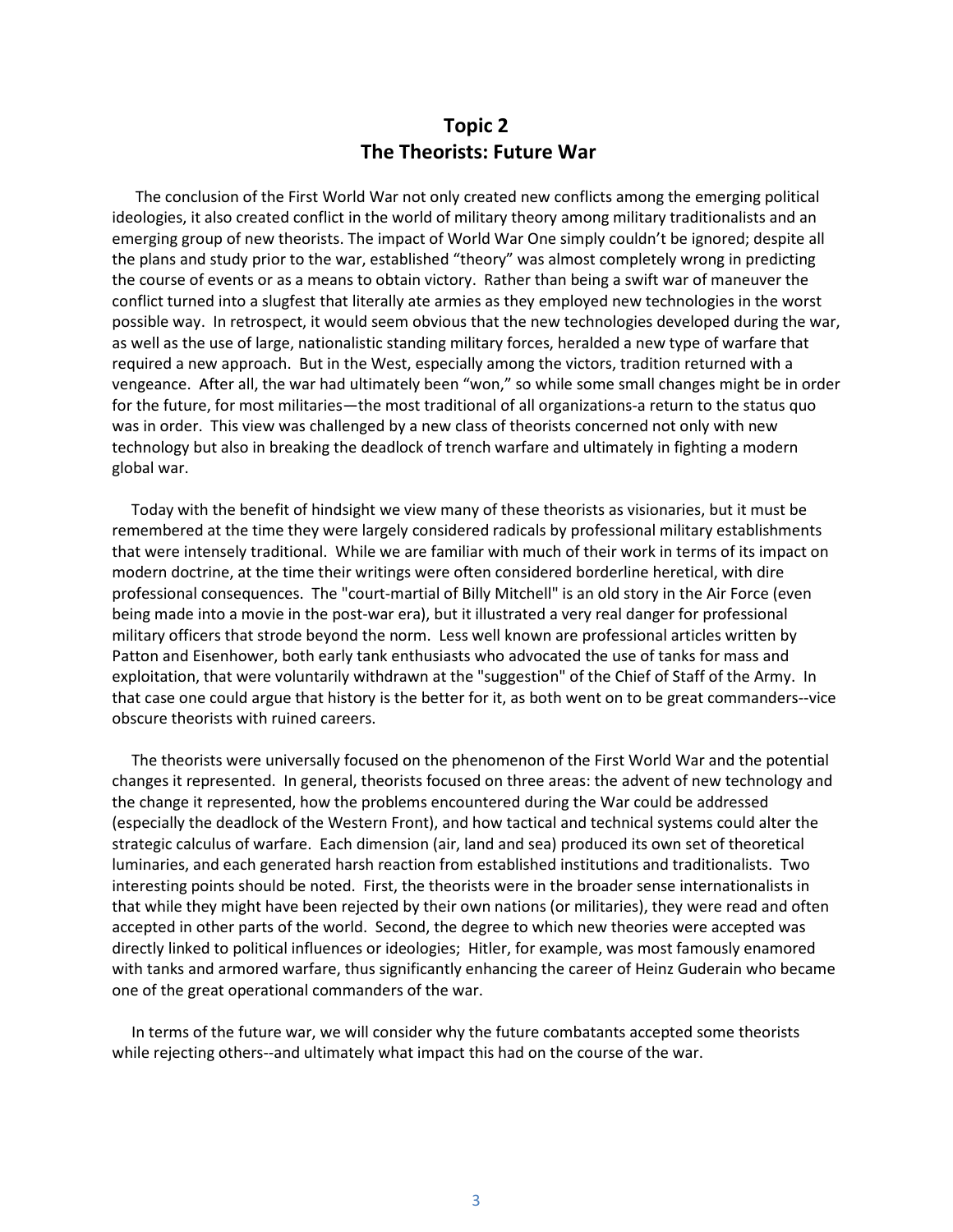# Topic 2
# The Theorists: Future War

The conclusion of the First World War not only created new conflicts among the emerging political ideologies, it also created conflict in the world of military theory among military traditionalists and an emerging group of new theorists. The impact of World War One simply couldn't be ignored; despite all the plans and study prior to the war, established "theory" was almost completely wrong in predicting the course of events or as a means to obtain victory. Rather than being a swift war of maneuver the conflict turned into a slugfest that literally ate armies as they employed new technologies in the worst possible way. In retrospect, it would seem obvious that the new technologies developed during the war, as well as the use of large, nationalistic standing military forces, heralded a new type of warfare that required a new approach. But in the West, especially among the victors, tradition returned with a vengeance. After all, the war had ultimately been "won," so while some small changes might be in order for the future, for most militaries—the most traditional of all organizations-a return to the status quo was in order. This view was challenged by a new class of theorists concerned not only with new technology but also in breaking the deadlock of trench warfare and ultimately in fighting a modern global war.

Today with the benefit of hindsight we view many of these theorists as visionaries, but it must be remembered at the time they were largely considered radicals by professional military establishments that were intensely traditional. While we are familiar with much of their work in terms of its impact on modern doctrine, at the time their writings were often considered borderline heretical, with dire professional consequences. The "court-martial of Billy Mitchell" is an old story in the Air Force (even being made into a movie in the post-war era), but it illustrated a very real danger for professional military officers that strode beyond the norm. Less well known are professional articles written by Patton and Eisenhower, both early tank enthusiasts who advocated the use of tanks for mass and exploitation, that were voluntarily withdrawn at the "suggestion" of the Chief of Staff of the Army. In that case one could argue that history is the better for it, as both went on to be great commanders--vice obscure theorists with ruined careers.

The theorists were universally focused on the phenomenon of the First World War and the potential changes it represented. In general, theorists focused on three areas: the advent of new technology and the change it represented, how the problems encountered during the War could be addressed (especially the deadlock of the Western Front), and how tactical and technical systems could alter the strategic calculus of warfare. Each dimension (air, land and sea) produced its own set of theoretical luminaries, and each generated harsh reaction from established institutions and traditionalists. Two interesting points should be noted. First, the theorists were in the broader sense internationalists in that while they might have been rejected by their own nations (or militaries), they were read and often accepted in other parts of the world. Second, the degree to which new theories were accepted was directly linked to political influences or ideologies; Hitler, for example, was most famously enamored with tanks and armored warfare, thus significantly enhancing the career of Heinz Guderain who became one of the great operational commanders of the war.

In terms of the future war, we will consider why the future combatants accepted some theorists while rejecting others--and ultimately what impact this had on the course of the war.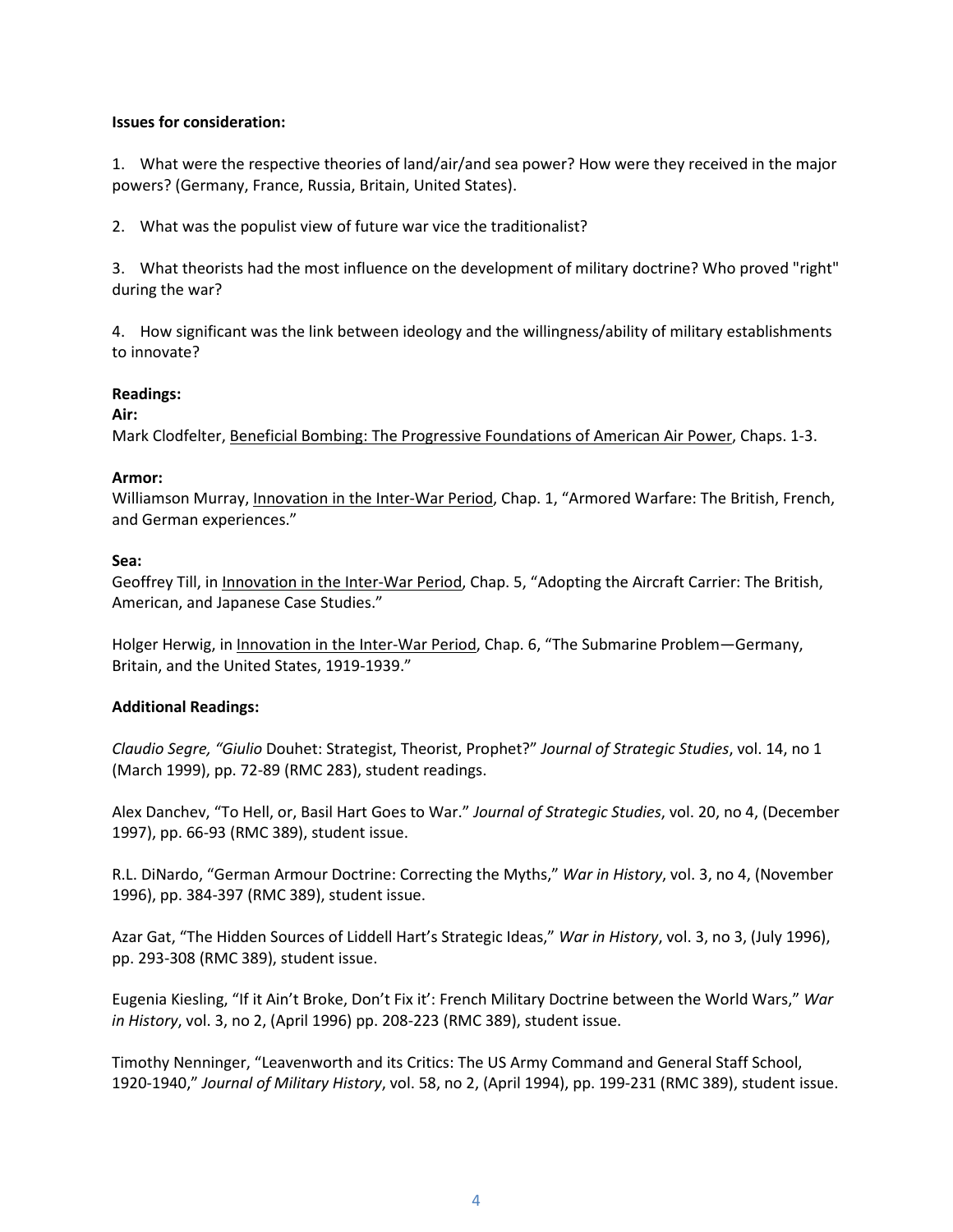**Issues for consideration:**

1. What were the respective theories of land/air/and sea power? How were they received in the major powers? (Germany, France, Russia, Britain, United States).

2. What was the populist view of future war vice the traditionalist?

3. What theorists had the most influence on the development of military doctrine? Who proved "right" during the war?

4. How significant was the link between ideology and the willingness/ability of military establishments to innovate?

**Readings:**

**Air:**

Mark Clodfelter, Beneficial Bombing: The Progressive Foundations of American Air Power, Chaps. 1-3.

**Armor:**

Williamson Murray, Innovation in the Inter-War Period, Chap. 1, "Armored Warfare: The British, French, and German experiences."

**Sea:**

Geoffrey Till, in Innovation in the Inter-War Period, Chap. 5, "Adopting the Aircraft Carrier: The British, American, and Japanese Case Studies."

Holger Herwig, in Innovation in the Inter-War Period, Chap. 6, "The Submarine Problem—Germany, Britain, and the United States, 1919-1939."

**Additional Readings:**

*Claudio Segre, "Giulio* Douhet: Strategist, Theorist, Prophet?" *Journal of Strategic Studies*, vol. 14, no 1 (March 1999), pp. 72-89 (RMC 283), student readings.

Alex Danchev, "To Hell, or, Basil Hart Goes to War." *Journal of Strategic Studies*, vol. 20, no 4, (December 1997), pp. 66-93 (RMC 389), student issue.

R.L. DiNardo, "German Armour Doctrine: Correcting the Myths," *War in History*, vol. 3, no 4, (November 1996), pp. 384-397 (RMC 389), student issue.

Azar Gat, "The Hidden Sources of Liddell Hart's Strategic Ideas," *War in History*, vol. 3, no 3, (July 1996), pp. 293-308 (RMC 389), student issue.

Eugenia Kiesling, "If it Ain't Broke, Don't Fix it': French Military Doctrine between the World Wars," *War in History*, vol. 3, no 2, (April 1996) pp. 208-223 (RMC 389), student issue.

Timothy Nenninger, "Leavenworth and its Critics: The US Army Command and General Staff School, 1920-1940," *Journal of Military History*, vol. 58, no 2, (April 1994), pp. 199-231 (RMC 389), student issue.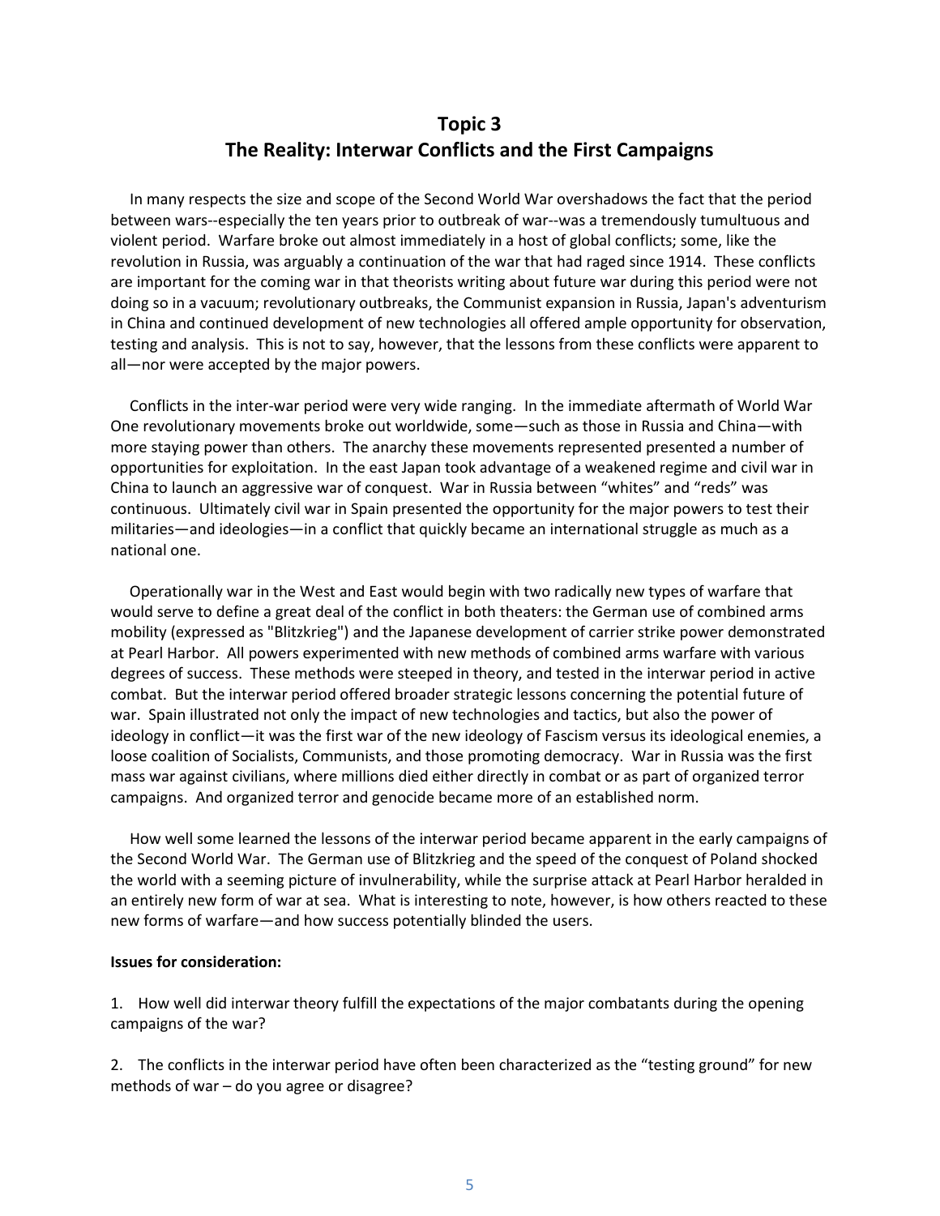# Topic 3

# The Reality: Interwar Conflicts and the First Campaigns

In many respects the size and scope of the Second World War overshadows the fact that the period between wars--especially the ten years prior to outbreak of war--was a tremendously tumultuous and violent period. Warfare broke out almost immediately in a host of global conflicts; some, like the revolution in Russia, was arguably a continuation of the war that had raged since 1914. These conflicts are important for the coming war in that theorists writing about future war during this period were not doing so in a vacuum; revolutionary outbreaks, the Communist expansion in Russia, Japan's adventurism in China and continued development of new technologies all offered ample opportunity for observation, testing and analysis. This is not to say, however, that the lessons from these conflicts were apparent to all—nor were accepted by the major powers.

Conflicts in the inter-war period were very wide ranging. In the immediate aftermath of World War One revolutionary movements broke out worldwide, some—such as those in Russia and China—with more staying power than others. The anarchy these movements represented presented a number of opportunities for exploitation. In the east Japan took advantage of a weakened regime and civil war in China to launch an aggressive war of conquest. War in Russia between "whites" and "reds" was continuous. Ultimately civil war in Spain presented the opportunity for the major powers to test their militaries—and ideologies—in a conflict that quickly became an international struggle as much as a national one.

Operationally war in the West and East would begin with two radically new types of warfare that would serve to define a great deal of the conflict in both theaters: the German use of combined arms mobility (expressed as "Blitzkrieg") and the Japanese development of carrier strike power demonstrated at Pearl Harbor. All powers experimented with new methods of combined arms warfare with various degrees of success. These methods were steeped in theory, and tested in the interwar period in active combat. But the interwar period offered broader strategic lessons concerning the potential future of war. Spain illustrated not only the impact of new technologies and tactics, but also the power of ideology in conflict—it was the first war of the new ideology of Fascism versus its ideological enemies, a loose coalition of Socialists, Communists, and those promoting democracy. War in Russia was the first mass war against civilians, where millions died either directly in combat or as part of organized terror campaigns. And organized terror and genocide became more of an established norm.

How well some learned the lessons of the interwar period became apparent in the early campaigns of the Second World War. The German use of Blitzkrieg and the speed of the conquest of Poland shocked the world with a seeming picture of invulnerability, while the surprise attack at Pearl Harbor heralded in an entirely new form of war at sea. What is interesting to note, however, is how others reacted to these new forms of warfare—and how success potentially blinded the users.

**Issues for consideration:**

1. How well did interwar theory fulfill the expectations of the major combatants during the opening campaigns of the war?

2. The conflicts in the interwar period have often been characterized as the "testing ground" for new methods of war – do you agree or disagree?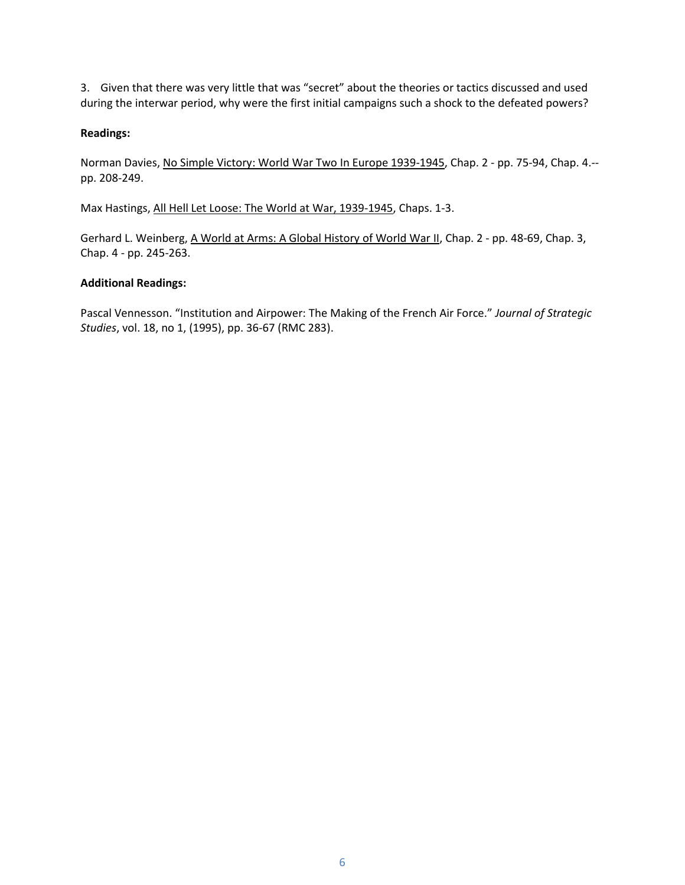3. Given that there was very little that was "secret" about the theories or tactics discussed and used during the interwar period, why were the first initial campaigns such a shock to the defeated powers?

**Readings:**

Norman Davies, No Simple Victory: World War Two In Europe 1939-1945, Chap. 2 - pp. 75-94, Chap. 4.--pp. 208-249.

Max Hastings, All Hell Let Loose: The World at War, 1939-1945, Chaps. 1-3.

Gerhard L. Weinberg, A World at Arms: A Global History of World War II, Chap. 2 - pp. 48-69, Chap. 3, Chap. 4 - pp. 245-263.

**Additional Readings:**

Pascal Vennesson. "Institution and Airpower: The Making of the French Air Force." *Journal of Strategic Studies*, vol. 18, no 1, (1995), pp. 36-67 (RMC 283).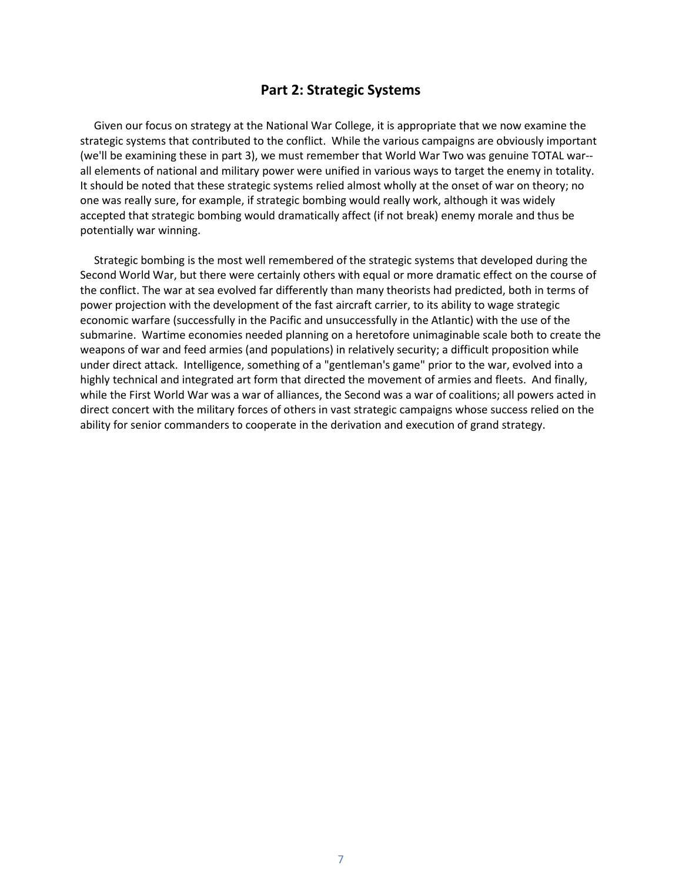## Part 2: Strategic Systems

Given our focus on strategy at the National War College, it is appropriate that we now examine the strategic systems that contributed to the conflict. While the various campaigns are obviously important (we'll be examining these in part 3), we must remember that World War Two was genuine TOTAL war--all elements of national and military power were unified in various ways to target the enemy in totality. It should be noted that these strategic systems relied almost wholly at the onset of war on theory; no one was really sure, for example, if strategic bombing would really work, although it was widely accepted that strategic bombing would dramatically affect (if not break) enemy morale and thus be potentially war winning.

Strategic bombing is the most well remembered of the strategic systems that developed during the Second World War, but there were certainly others with equal or more dramatic effect on the course of the conflict. The war at sea evolved far differently than many theorists had predicted, both in terms of power projection with the development of the fast aircraft carrier, to its ability to wage strategic economic warfare (successfully in the Pacific and unsuccessfully in the Atlantic) with the use of the submarine. Wartime economies needed planning on a heretofore unimaginable scale both to create the weapons of war and feed armies (and populations) in relatively security; a difficult proposition while under direct attack. Intelligence, something of a "gentleman's game" prior to the war, evolved into a highly technical and integrated art form that directed the movement of armies and fleets. And finally, while the First World War was a war of alliances, the Second was a war of coalitions; all powers acted in direct concert with the military forces of others in vast strategic campaigns whose success relied on the ability for senior commanders to cooperate in the derivation and execution of grand strategy.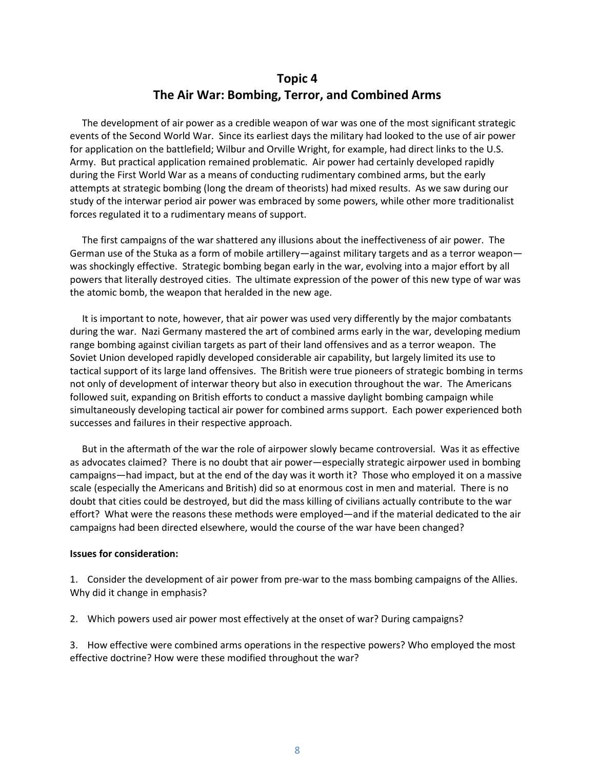# Topic 4
# The Air War: Bombing, Terror, and Combined Arms

The development of air power as a credible weapon of war was one of the most significant strategic events of the Second World War. Since its earliest days the military had looked to the use of air power for application on the battlefield; Wilbur and Orville Wright, for example, had direct links to the U.S. Army. But practical application remained problematic. Air power had certainly developed rapidly during the First World War as a means of conducting rudimentary combined arms, but the early attempts at strategic bombing (long the dream of theorists) had mixed results. As we saw during our study of the interwar period air power was embraced by some powers, while other more traditionalist forces regulated it to a rudimentary means of support.

The first campaigns of the war shattered any illusions about the ineffectiveness of air power. The German use of the Stuka as a form of mobile artillery—against military targets and as a terror weapon—was shockingly effective. Strategic bombing began early in the war, evolving into a major effort by all powers that literally destroyed cities. The ultimate expression of the power of this new type of war was the atomic bomb, the weapon that heralded in the new age.

It is important to note, however, that air power was used very differently by the major combatants during the war. Nazi Germany mastered the art of combined arms early in the war, developing medium range bombing against civilian targets as part of their land offensives and as a terror weapon. The Soviet Union developed rapidly developed considerable air capability, but largely limited its use to tactical support of its large land offensives. The British were true pioneers of strategic bombing in terms not only of development of interwar theory but also in execution throughout the war. The Americans followed suit, expanding on British efforts to conduct a massive daylight bombing campaign while simultaneously developing tactical air power for combined arms support. Each power experienced both successes and failures in their respective approach.

But in the aftermath of the war the role of airpower slowly became controversial. Was it as effective as advocates claimed? There is no doubt that air power—especially strategic airpower used in bombing campaigns—had impact, but at the end of the day was it worth it? Those who employed it on a massive scale (especially the Americans and British) did so at enormous cost in men and material. There is no doubt that cities could be destroyed, but did the mass killing of civilians actually contribute to the war effort? What were the reasons these methods were employed—and if the material dedicated to the air campaigns had been directed elsewhere, would the course of the war have been changed?

**Issues for consideration:**

1. Consider the development of air power from pre-war to the mass bombing campaigns of the Allies. Why did it change in emphasis?

2. Which powers used air power most effectively at the onset of war? During campaigns?

3. How effective were combined arms operations in the respective powers? Who employed the most effective doctrine? How were these modified throughout the war?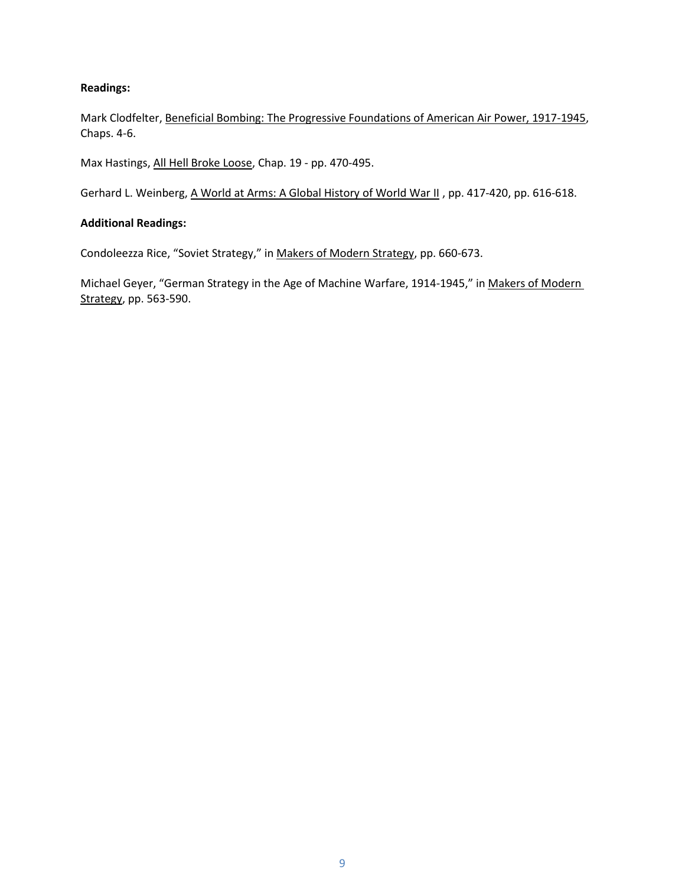**Readings:**

Mark Clodfelter, <u>Beneficial Bombing: The Progressive Foundations of American Air Power, 1917-1945</u>, Chaps. 4-6.

Max Hastings, <u>All Hell Broke Loose</u>, Chap. 19 - pp. 470-495.

Gerhard L. Weinberg, <u>A World at Arms: A Global History of World War II</u> , pp. 417-420, pp. 616-618.

**Additional Readings:**

Condoleezza Rice, "Soviet Strategy," in <u>Makers of Modern Strategy</u>, pp. 660-673.

Michael Geyer, "German Strategy in the Age of Machine Warfare, 1914-1945," in <u>Makers of Modern Strategy</u>, pp. 563-590.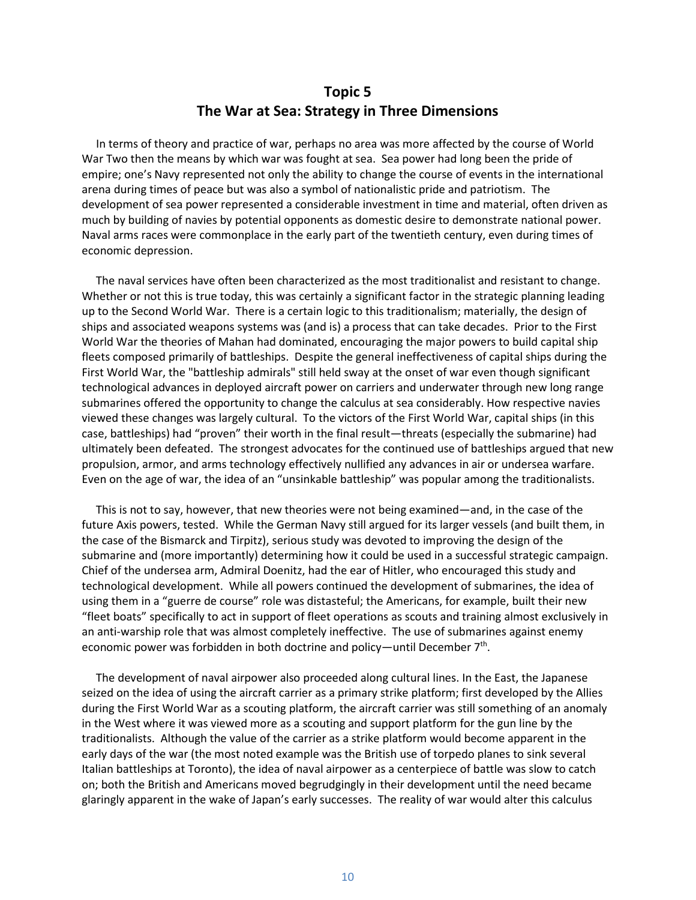# Topic 5
# The War at Sea: Strategy in Three Dimensions

In terms of theory and practice of war, perhaps no area was more affected by the course of World War Two then the means by which war was fought at sea. Sea power had long been the pride of empire; one's Navy represented not only the ability to change the course of events in the international arena during times of peace but was also a symbol of nationalistic pride and patriotism. The development of sea power represented a considerable investment in time and material, often driven as much by building of navies by potential opponents as domestic desire to demonstrate national power. Naval arms races were commonplace in the early part of the twentieth century, even during times of economic depression.

The naval services have often been characterized as the most traditionalist and resistant to change. Whether or not this is true today, this was certainly a significant factor in the strategic planning leading up to the Second World War. There is a certain logic to this traditionalism; materially, the design of ships and associated weapons systems was (and is) a process that can take decades. Prior to the First World War the theories of Mahan had dominated, encouraging the major powers to build capital ship fleets composed primarily of battleships. Despite the general ineffectiveness of capital ships during the First World War, the "battleship admirals" still held sway at the onset of war even though significant technological advances in deployed aircraft power on carriers and underwater through new long range submarines offered the opportunity to change the calculus at sea considerably. How respective navies viewed these changes was largely cultural. To the victors of the First World War, capital ships (in this case, battleships) had "proven" their worth in the final result—threats (especially the submarine) had ultimately been defeated. The strongest advocates for the continued use of battleships argued that new propulsion, armor, and arms technology effectively nullified any advances in air or undersea warfare. Even on the age of war, the idea of an "unsinkable battleship" was popular among the traditionalists.

This is not to say, however, that new theories were not being examined—and, in the case of the future Axis powers, tested. While the German Navy still argued for its larger vessels (and built them, in the case of the Bismarck and Tirpitz), serious study was devoted to improving the design of the submarine and (more importantly) determining how it could be used in a successful strategic campaign. Chief of the undersea arm, Admiral Doenitz, had the ear of Hitler, who encouraged this study and technological development. While all powers continued the development of submarines, the idea of using them in a "guerre de course" role was distasteful; the Americans, for example, built their new "fleet boats" specifically to act in support of fleet operations as scouts and training almost exclusively in an anti-warship role that was almost completely ineffective. The use of submarines against enemy economic power was forbidden in both doctrine and policy—until December 7th.

The development of naval airpower also proceeded along cultural lines. In the East, the Japanese seized on the idea of using the aircraft carrier as a primary strike platform; first developed by the Allies during the First World War as a scouting platform, the aircraft carrier was still something of an anomaly in the West where it was viewed more as a scouting and support platform for the gun line by the traditionalists. Although the value of the carrier as a strike platform would become apparent in the early days of the war (the most noted example was the British use of torpedo planes to sink several Italian battleships at Toronto), the idea of naval airpower as a centerpiece of battle was slow to catch on; both the British and Americans moved begrudgingly in their development until the need became glaringly apparent in the wake of Japan's early successes. The reality of war would alter this calculus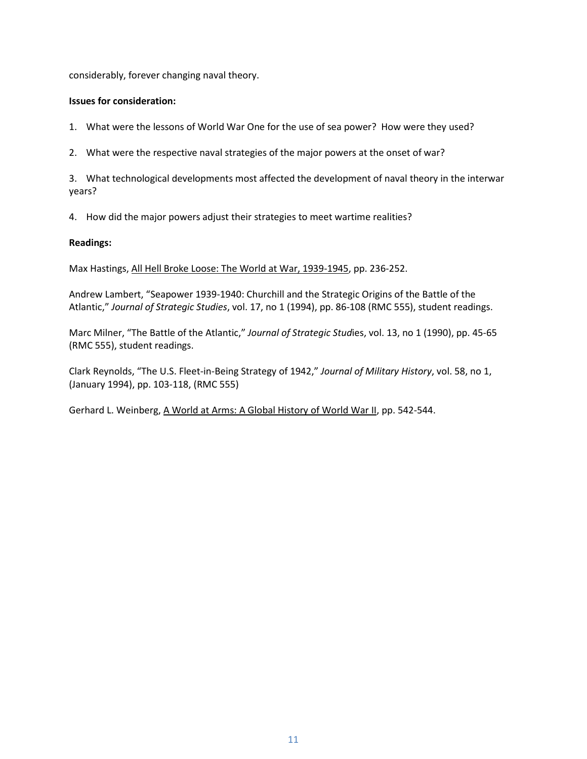considerably, forever changing naval theory.

**Issues for consideration:**

1. What were the lessons of World War One for the use of sea power? How were they used?

2. What were the respective naval strategies of the major powers at the onset of war?

3. What technological developments most affected the development of naval theory in the interwar years?

4. How did the major powers adjust their strategies to meet wartime realities?

**Readings:**

Max Hastings, All Hell Broke Loose: The World at War, 1939-1945, pp. 236-252.

Andrew Lambert, "Seapower 1939-1940: Churchill and the Strategic Origins of the Battle of the Atlantic," *Journal of Strategic Studies*, vol. 17, no 1 (1994), pp. 86-108 (RMC 555), student readings.

Marc Milner, "The Battle of the Atlantic," *Journal of Strategic Studies*, vol. 13, no 1 (1990), pp. 45-65 (RMC 555), student readings.

Clark Reynolds, "The U.S. Fleet-in-Being Strategy of 1942," *Journal of Military History*, vol. 58, no 1, (January 1994), pp. 103-118, (RMC 555)

Gerhard L. Weinberg, A World at Arms: A Global History of World War II, pp. 542-544.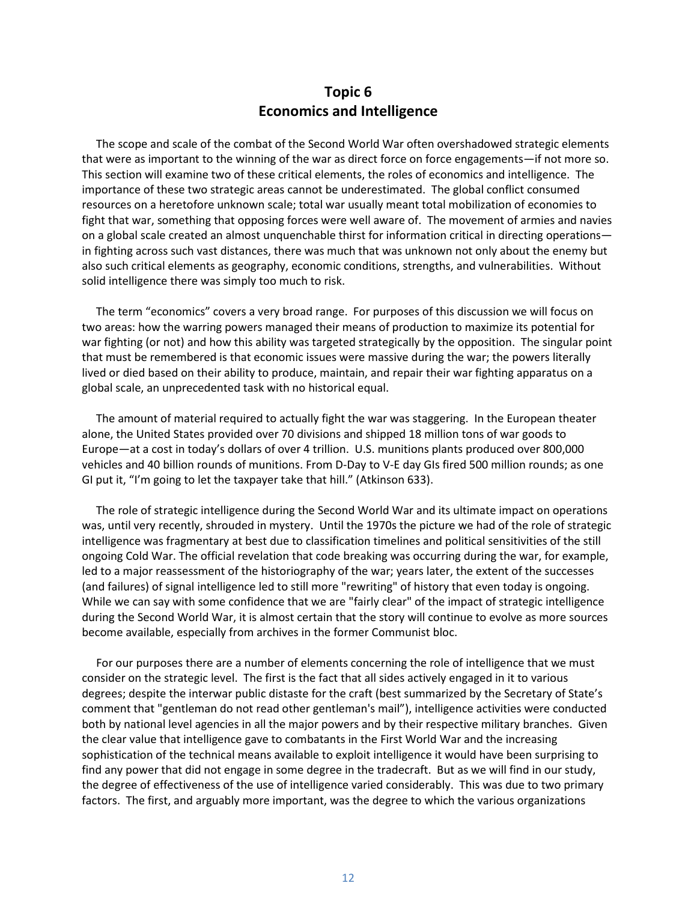## Topic 6
## Economics and Intelligence

The scope and scale of the combat of the Second World War often overshadowed strategic elements that were as important to the winning of the war as direct force on force engagements—if not more so. This section will examine two of these critical elements, the roles of economics and intelligence. The importance of these two strategic areas cannot be underestimated. The global conflict consumed resources on a heretofore unknown scale; total war usually meant total mobilization of economies to fight that war, something that opposing forces were well aware of. The movement of armies and navies on a global scale created an almost unquenchable thirst for information critical in directing operations—in fighting across such vast distances, there was much that was unknown not only about the enemy but also such critical elements as geography, economic conditions, strengths, and vulnerabilities. Without solid intelligence there was simply too much to risk.

The term "economics" covers a very broad range. For purposes of this discussion we will focus on two areas: how the warring powers managed their means of production to maximize its potential for war fighting (or not) and how this ability was targeted strategically by the opposition. The singular point that must be remembered is that economic issues were massive during the war; the powers literally lived or died based on their ability to produce, maintain, and repair their war fighting apparatus on a global scale, an unprecedented task with no historical equal.

The amount of material required to actually fight the war was staggering. In the European theater alone, the United States provided over 70 divisions and shipped 18 million tons of war goods to Europe—at a cost in today's dollars of over 4 trillion. U.S. munitions plants produced over 800,000 vehicles and 40 billion rounds of munitions. From D-Day to V-E day GIs fired 500 million rounds; as one GI put it, "I'm going to let the taxpayer take that hill." (Atkinson 633).

The role of strategic intelligence during the Second World War and its ultimate impact on operations was, until very recently, shrouded in mystery. Until the 1970s the picture we had of the role of strategic intelligence was fragmentary at best due to classification timelines and political sensitivities of the still ongoing Cold War. The official revelation that code breaking was occurring during the war, for example, led to a major reassessment of the historiography of the war; years later, the extent of the successes (and failures) of signal intelligence led to still more "rewriting" of history that even today is ongoing. While we can say with some confidence that we are "fairly clear" of the impact of strategic intelligence during the Second World War, it is almost certain that the story will continue to evolve as more sources become available, especially from archives in the former Communist bloc.

For our purposes there are a number of elements concerning the role of intelligence that we must consider on the strategic level. The first is the fact that all sides actively engaged in it to various degrees; despite the interwar public distaste for the craft (best summarized by the Secretary of State's comment that "gentleman do not read other gentleman's mail"), intelligence activities were conducted both by national level agencies in all the major powers and by their respective military branches. Given the clear value that intelligence gave to combatants in the First World War and the increasing sophistication of the technical means available to exploit intelligence it would have been surprising to find any power that did not engage in some degree in the tradecraft. But as we will find in our study, the degree of effectiveness of the use of intelligence varied considerably. This was due to two primary factors. The first, and arguably more important, was the degree to which the various organizations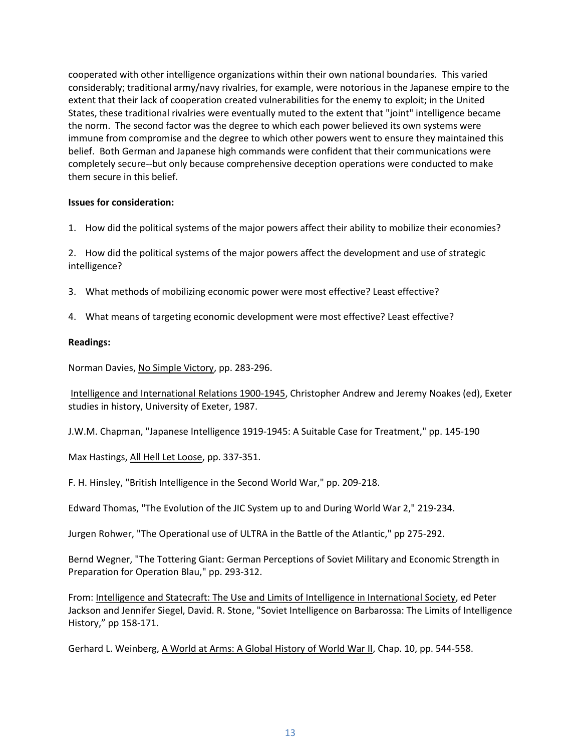cooperated with other intelligence organizations within their own national boundaries. This varied considerably; traditional army/navy rivalries, for example, were notorious in the Japanese empire to the extent that their lack of cooperation created vulnerabilities for the enemy to exploit; in the United States, these traditional rivalries were eventually muted to the extent that "joint" intelligence became the norm. The second factor was the degree to which each power believed its own systems were immune from compromise and the degree to which other powers went to ensure they maintained this belief. Both German and Japanese high commands were confident that their communications were completely secure--but only because comprehensive deception operations were conducted to make them secure in this belief.

**Issues for consideration:**

1. How did the political systems of the major powers affect their ability to mobilize their economies?

2. How did the political systems of the major powers affect the development and use of strategic intelligence?

3. What methods of mobilizing economic power were most effective? Least effective?

4. What means of targeting economic development were most effective? Least effective?

**Readings:**

Norman Davies, No Simple Victory, pp. 283-296.

Intelligence and International Relations 1900-1945, Christopher Andrew and Jeremy Noakes (ed), Exeter studies in history, University of Exeter, 1987.

J.W.M. Chapman, "Japanese Intelligence 1919-1945: A Suitable Case for Treatment," pp. 145-190

Max Hastings, All Hell Let Loose, pp. 337-351.

F. H. Hinsley, "British Intelligence in the Second World War," pp. 209-218.

Edward Thomas, "The Evolution of the JIC System up to and During World War 2," 219-234.

Jurgen Rohwer, "The Operational use of ULTRA in the Battle of the Atlantic," pp 275-292.

Bernd Wegner, "The Tottering Giant: German Perceptions of Soviet Military and Economic Strength in Preparation for Operation Blau," pp. 293-312.

From: Intelligence and Statecraft: The Use and Limits of Intelligence in International Society, ed Peter Jackson and Jennifer Siegel, David. R. Stone, "Soviet Intelligence on Barbarossa: The Limits of Intelligence History," pp 158-171.

Gerhard L. Weinberg, A World at Arms: A Global History of World War II, Chap. 10, pp. 544-558.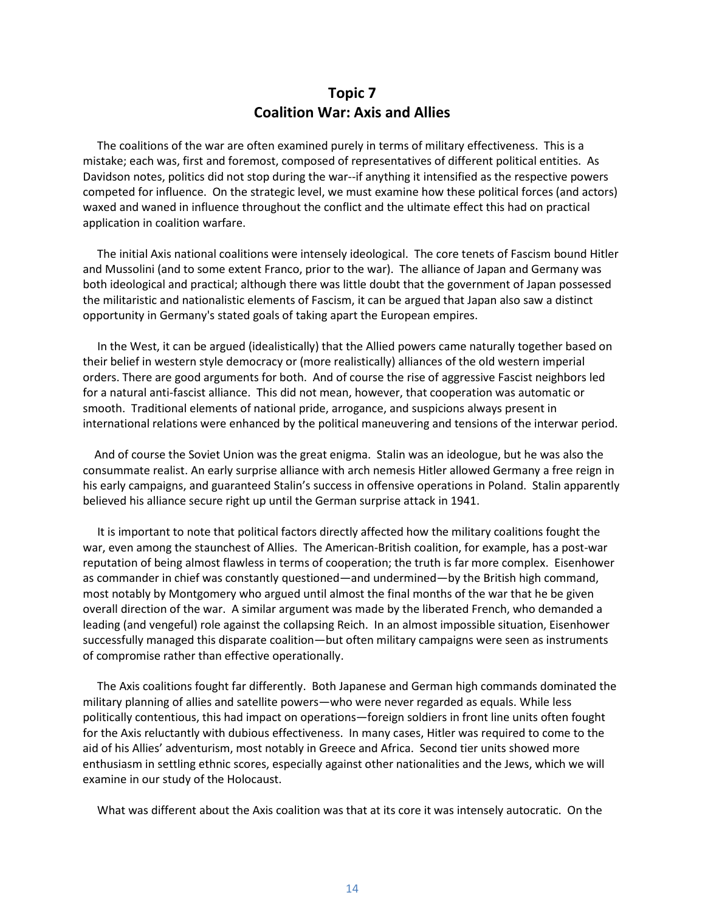## Topic 7
## Coalition War: Axis and Allies

The coalitions of the war are often examined purely in terms of military effectiveness. This is a mistake; each was, first and foremost, composed of representatives of different political entities. As Davidson notes, politics did not stop during the war--if anything it intensified as the respective powers competed for influence. On the strategic level, we must examine how these political forces (and actors) waxed and waned in influence throughout the conflict and the ultimate effect this had on practical application in coalition warfare.

The initial Axis national coalitions were intensely ideological. The core tenets of Fascism bound Hitler and Mussolini (and to some extent Franco, prior to the war). The alliance of Japan and Germany was both ideological and practical; although there was little doubt that the government of Japan possessed the militaristic and nationalistic elements of Fascism, it can be argued that Japan also saw a distinct opportunity in Germany's stated goals of taking apart the European empires.

In the West, it can be argued (idealistically) that the Allied powers came naturally together based on their belief in western style democracy or (more realistically) alliances of the old western imperial orders. There are good arguments for both. And of course the rise of aggressive Fascist neighbors led for a natural anti-fascist alliance. This did not mean, however, that cooperation was automatic or smooth. Traditional elements of national pride, arrogance, and suspicions always present in international relations were enhanced by the political maneuvering and tensions of the interwar period.

And of course the Soviet Union was the great enigma. Stalin was an ideologue, but he was also the consummate realist. An early surprise alliance with arch nemesis Hitler allowed Germany a free reign in his early campaigns, and guaranteed Stalin's success in offensive operations in Poland. Stalin apparently believed his alliance secure right up until the German surprise attack in 1941.

It is important to note that political factors directly affected how the military coalitions fought the war, even among the staunchest of Allies. The American-British coalition, for example, has a post-war reputation of being almost flawless in terms of cooperation; the truth is far more complex. Eisenhower as commander in chief was constantly questioned—and undermined—by the British high command, most notably by Montgomery who argued until almost the final months of the war that he be given overall direction of the war. A similar argument was made by the liberated French, who demanded a leading (and vengeful) role against the collapsing Reich. In an almost impossible situation, Eisenhower successfully managed this disparate coalition—but often military campaigns were seen as instruments of compromise rather than effective operationally.

The Axis coalitions fought far differently. Both Japanese and German high commands dominated the military planning of allies and satellite powers—who were never regarded as equals. While less politically contentious, this had impact on operations—foreign soldiers in front line units often fought for the Axis reluctantly with dubious effectiveness. In many cases, Hitler was required to come to the aid of his Allies' adventurism, most notably in Greece and Africa. Second tier units showed more enthusiasm in settling ethnic scores, especially against other nationalities and the Jews, which we will examine in our study of the Holocaust.

What was different about the Axis coalition was that at its core it was intensely autocratic. On the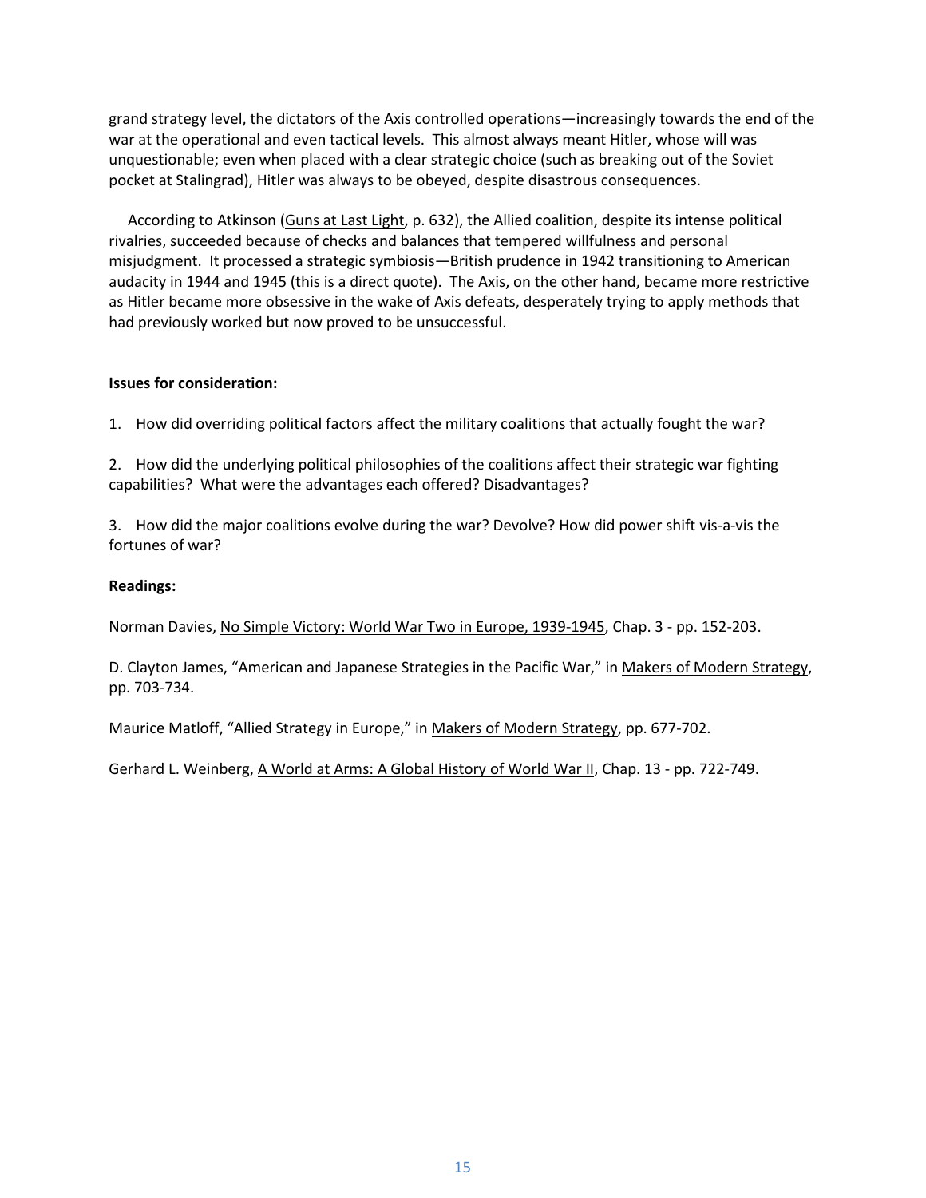grand strategy level, the dictators of the Axis controlled operations—increasingly towards the end of the war at the operational and even tactical levels. This almost always meant Hitler, whose will was unquestionable; even when placed with a clear strategic choice (such as breaking out of the Soviet pocket at Stalingrad), Hitler was always to be obeyed, despite disastrous consequences.

According to Atkinson (Guns at Last Light, p. 632), the Allied coalition, despite its intense political rivalries, succeeded because of checks and balances that tempered willfulness and personal misjudgment. It processed a strategic symbiosis—British prudence in 1942 transitioning to American audacity in 1944 and 1945 (this is a direct quote). The Axis, on the other hand, became more restrictive as Hitler became more obsessive in the wake of Axis defeats, desperately trying to apply methods that had previously worked but now proved to be unsuccessful.

**Issues for consideration:**

1. How did overriding political factors affect the military coalitions that actually fought the war?

2. How did the underlying political philosophies of the coalitions affect their strategic war fighting capabilities? What were the advantages each offered? Disadvantages?

3. How did the major coalitions evolve during the war? Devolve? How did power shift vis-a-vis the fortunes of war?

**Readings:**

Norman Davies, No Simple Victory: World War Two in Europe, 1939-1945, Chap. 3 - pp. 152-203.

D. Clayton James, "American and Japanese Strategies in the Pacific War," in Makers of Modern Strategy, pp. 703-734.

Maurice Matloff, "Allied Strategy in Europe," in Makers of Modern Strategy, pp. 677-702.

Gerhard L. Weinberg, A World at Arms: A Global History of World War II, Chap. 13 - pp. 722-749.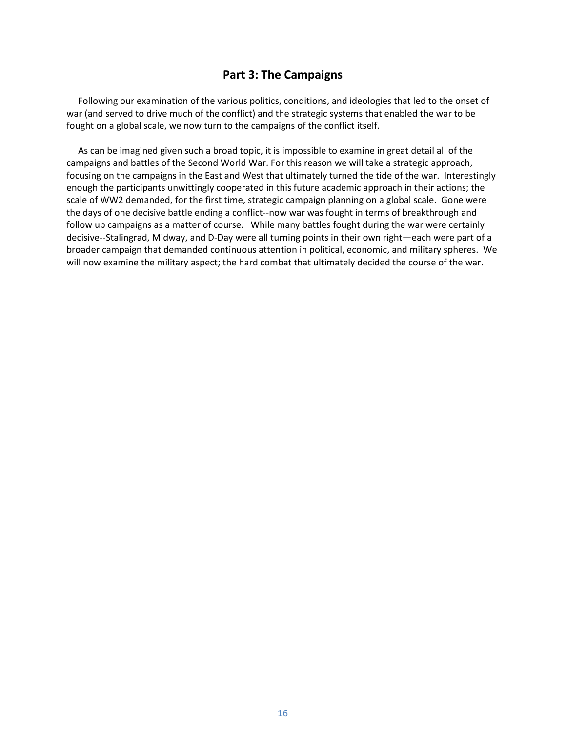## Part 3: The Campaigns

Following our examination of the various politics, conditions, and ideologies that led to the onset of war (and served to drive much of the conflict) and the strategic systems that enabled the war to be fought on a global scale, we now turn to the campaigns of the conflict itself.

As can be imagined given such a broad topic, it is impossible to examine in great detail all of the campaigns and battles of the Second World War. For this reason we will take a strategic approach, focusing on the campaigns in the East and West that ultimately turned the tide of the war. Interestingly enough the participants unwittingly cooperated in this future academic approach in their actions; the scale of WW2 demanded, for the first time, strategic campaign planning on a global scale. Gone were the days of one decisive battle ending a conflict--now war was fought in terms of breakthrough and follow up campaigns as a matter of course. While many battles fought during the war were certainly decisive--Stalingrad, Midway, and D-Day were all turning points in their own right—each were part of a broader campaign that demanded continuous attention in political, economic, and military spheres. We will now examine the military aspect; the hard combat that ultimately decided the course of the war.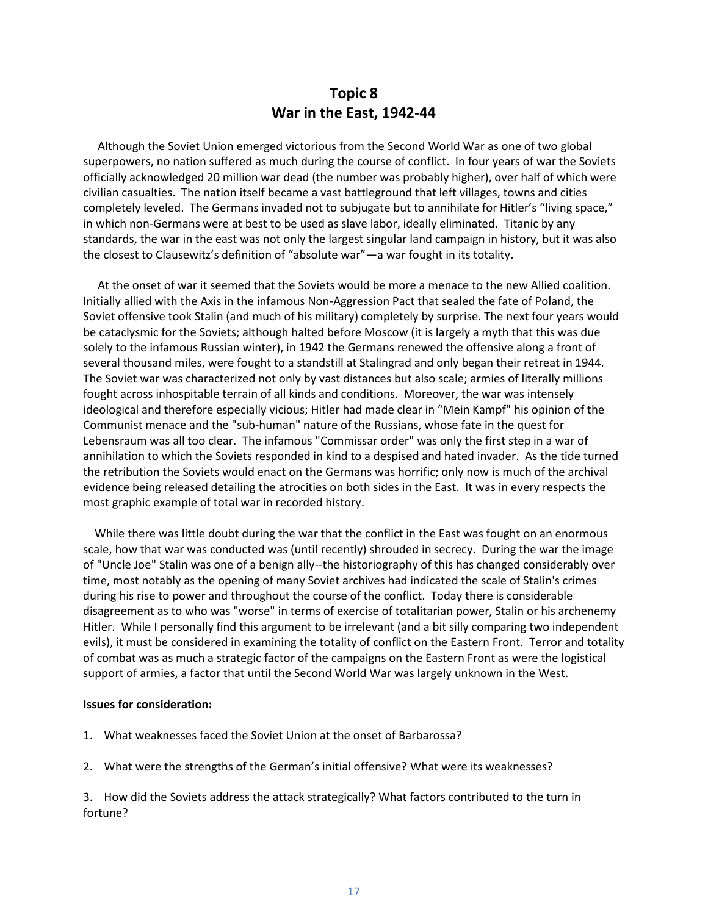# Topic 8
# War in the East, 1942-44

Although the Soviet Union emerged victorious from the Second World War as one of two global superpowers, no nation suffered as much during the course of conflict. In four years of war the Soviets officially acknowledged 20 million war dead (the number was probably higher), over half of which were civilian casualties. The nation itself became a vast battleground that left villages, towns and cities completely leveled. The Germans invaded not to subjugate but to annihilate for Hitler's "living space," in which non-Germans were at best to be used as slave labor, ideally eliminated. Titanic by any standards, the war in the east was not only the largest singular land campaign in history, but it was also the closest to Clausewitz's definition of "absolute war"—a war fought in its totality.

At the onset of war it seemed that the Soviets would be more a menace to the new Allied coalition. Initially allied with the Axis in the infamous Non-Aggression Pact that sealed the fate of Poland, the Soviet offensive took Stalin (and much of his military) completely by surprise. The next four years would be cataclysmic for the Soviets; although halted before Moscow (it is largely a myth that this was due solely to the infamous Russian winter), in 1942 the Germans renewed the offensive along a front of several thousand miles, were fought to a standstill at Stalingrad and only began their retreat in 1944. The Soviet war was characterized not only by vast distances but also scale; armies of literally millions fought across inhospitable terrain of all kinds and conditions. Moreover, the war was intensely ideological and therefore especially vicious; Hitler had made clear in "Mein Kampf" his opinion of the Communist menace and the "sub-human" nature of the Russians, whose fate in the quest for Lebensraum was all too clear. The infamous "Commissar order" was only the first step in a war of annihilation to which the Soviets responded in kind to a despised and hated invader. As the tide turned the retribution the Soviets would enact on the Germans was horrific; only now is much of the archival evidence being released detailing the atrocities on both sides in the East. It was in every respects the most graphic example of total war in recorded history.

While there was little doubt during the war that the conflict in the East was fought on an enormous scale, how that war was conducted was (until recently) shrouded in secrecy. During the war the image of "Uncle Joe" Stalin was one of a benign ally--the historiography of this has changed considerably over time, most notably as the opening of many Soviet archives had indicated the scale of Stalin's crimes during his rise to power and throughout the course of the conflict. Today there is considerable disagreement as to who was "worse" in terms of exercise of totalitarian power, Stalin or his archenemy Hitler. While I personally find this argument to be irrelevant (and a bit silly comparing two independent evils), it must be considered in examining the totality of conflict on the Eastern Front. Terror and totality of combat was as much a strategic factor of the campaigns on the Eastern Front as were the logistical support of armies, a factor that until the Second World War was largely unknown in the West.

**Issues for consideration:**

1. What weaknesses faced the Soviet Union at the onset of Barbarossa?

2. What were the strengths of the German's initial offensive? What were its weaknesses?

3. How did the Soviets address the attack strategically? What factors contributed to the turn in fortune?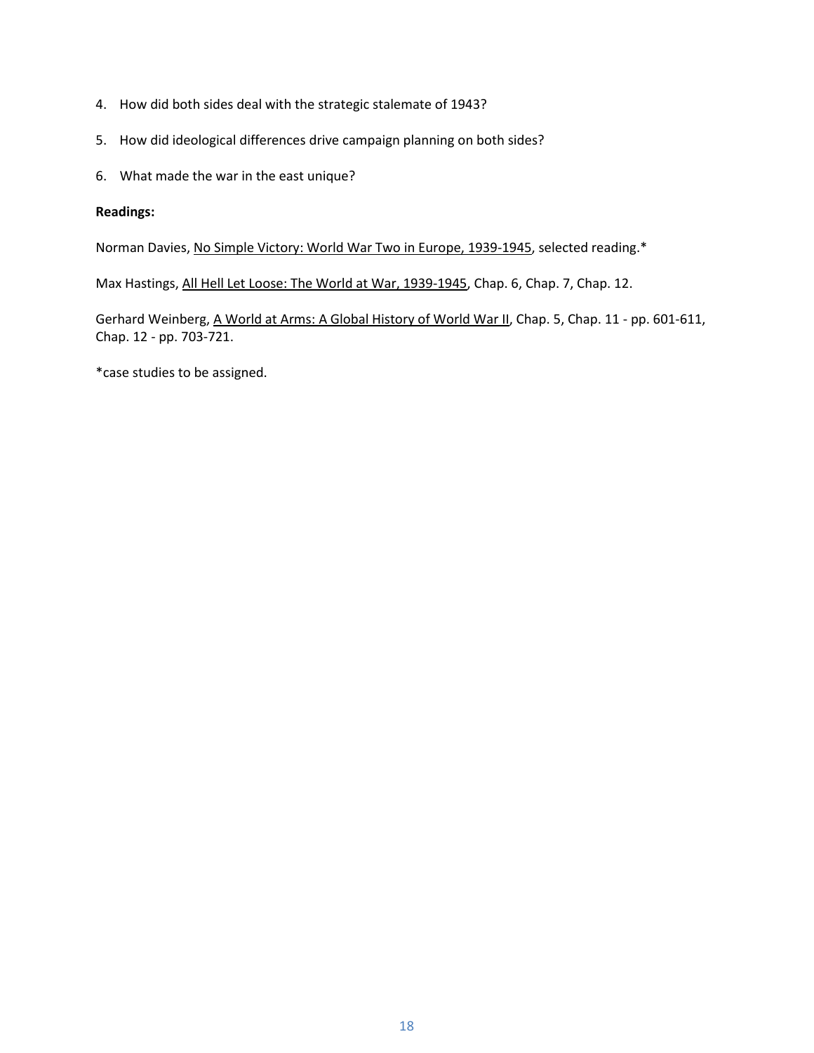4. How did both sides deal with the strategic stalemate of 1943?

5. How did ideological differences drive campaign planning on both sides?

6. What made the war in the east unique?

**Readings:**

Norman Davies, No Simple Victory: World War Two in Europe, 1939-1945, selected reading.*

Max Hastings, All Hell Let Loose: The World at War, 1939-1945, Chap. 6, Chap. 7, Chap. 12.

Gerhard Weinberg, A World at Arms: A Global History of World War II, Chap. 5, Chap. 11 - pp. 601-611, Chap. 12 - pp. 703-721.

*case studies to be assigned.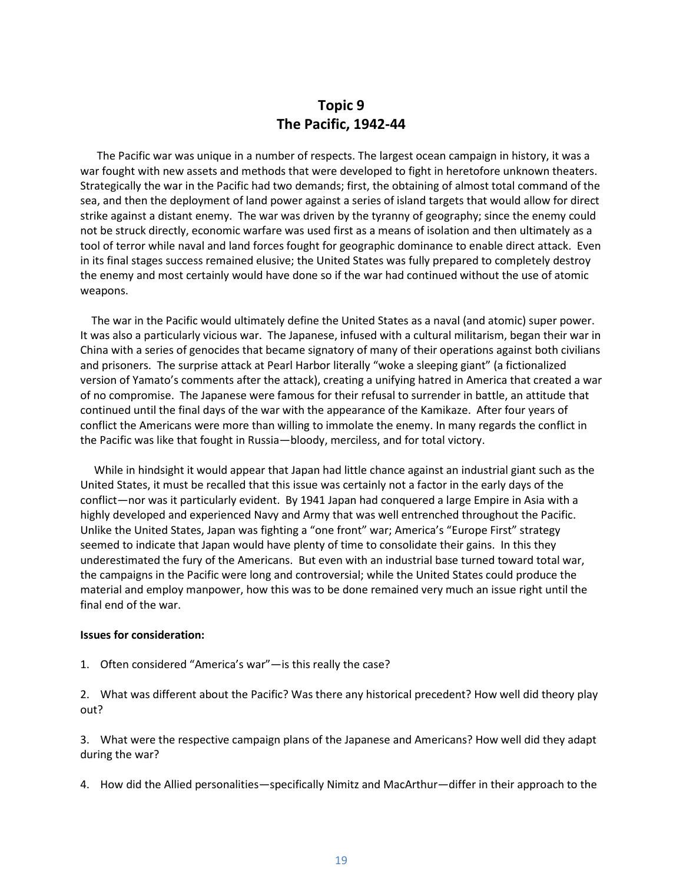# Topic 9
# The Pacific, 1942-44

The Pacific war was unique in a number of respects. The largest ocean campaign in history, it was a war fought with new assets and methods that were developed to fight in heretofore unknown theaters. Strategically the war in the Pacific had two demands; first, the obtaining of almost total command of the sea, and then the deployment of land power against a series of island targets that would allow for direct strike against a distant enemy. The war was driven by the tyranny of geography; since the enemy could not be struck directly, economic warfare was used first as a means of isolation and then ultimately as a tool of terror while naval and land forces fought for geographic dominance to enable direct attack. Even in its final stages success remained elusive; the United States was fully prepared to completely destroy the enemy and most certainly would have done so if the war had continued without the use of atomic weapons.

The war in the Pacific would ultimately define the United States as a naval (and atomic) super power. It was also a particularly vicious war. The Japanese, infused with a cultural militarism, began their war in China with a series of genocides that became signatory of many of their operations against both civilians and prisoners. The surprise attack at Pearl Harbor literally "woke a sleeping giant" (a fictionalized version of Yamato's comments after the attack), creating a unifying hatred in America that created a war of no compromise. The Japanese were famous for their refusal to surrender in battle, an attitude that continued until the final days of the war with the appearance of the Kamikaze. After four years of conflict the Americans were more than willing to immolate the enemy. In many regards the conflict in the Pacific was like that fought in Russia—bloody, merciless, and for total victory.

While in hindsight it would appear that Japan had little chance against an industrial giant such as the United States, it must be recalled that this issue was certainly not a factor in the early days of the conflict—nor was it particularly evident. By 1941 Japan had conquered a large Empire in Asia with a highly developed and experienced Navy and Army that was well entrenched throughout the Pacific. Unlike the United States, Japan was fighting a "one front" war; America's "Europe First" strategy seemed to indicate that Japan would have plenty of time to consolidate their gains. In this they underestimated the fury of the Americans. But even with an industrial base turned toward total war, the campaigns in the Pacific were long and controversial; while the United States could produce the material and employ manpower, how this was to be done remained very much an issue right until the final end of the war.

**Issues for consideration:**

1. Often considered "America's war"—is this really the case?

2. What was different about the Pacific? Was there any historical precedent? How well did theory play out?

3. What were the respective campaign plans of the Japanese and Americans? How well did they adapt during the war?

4. How did the Allied personalities—specifically Nimitz and MacArthur—differ in their approach to the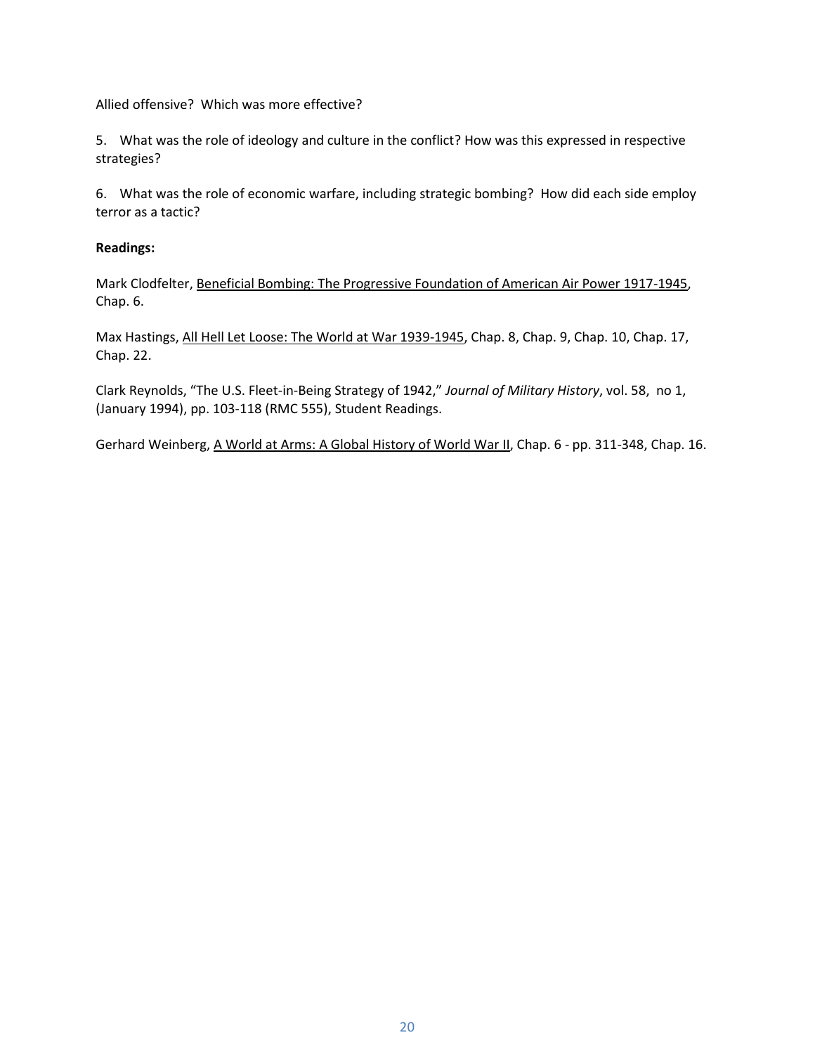Allied offensive? Which was more effective?

5. What was the role of ideology and culture in the conflict? How was this expressed in respective strategies?

6. What was the role of economic warfare, including strategic bombing? How did each side employ terror as a tactic?

**Readings:**

Mark Clodfelter, Beneficial Bombing: The Progressive Foundation of American Air Power 1917-1945, Chap. 6.

Max Hastings, All Hell Let Loose: The World at War 1939-1945, Chap. 8, Chap. 9, Chap. 10, Chap. 17, Chap. 22.

Clark Reynolds, "The U.S. Fleet-in-Being Strategy of 1942," *Journal of Military History*, vol. 58, no 1, (January 1994), pp. 103-118 (RMC 555), Student Readings.

Gerhard Weinberg, A World at Arms: A Global History of World War II, Chap. 6 - pp. 311-348, Chap. 16.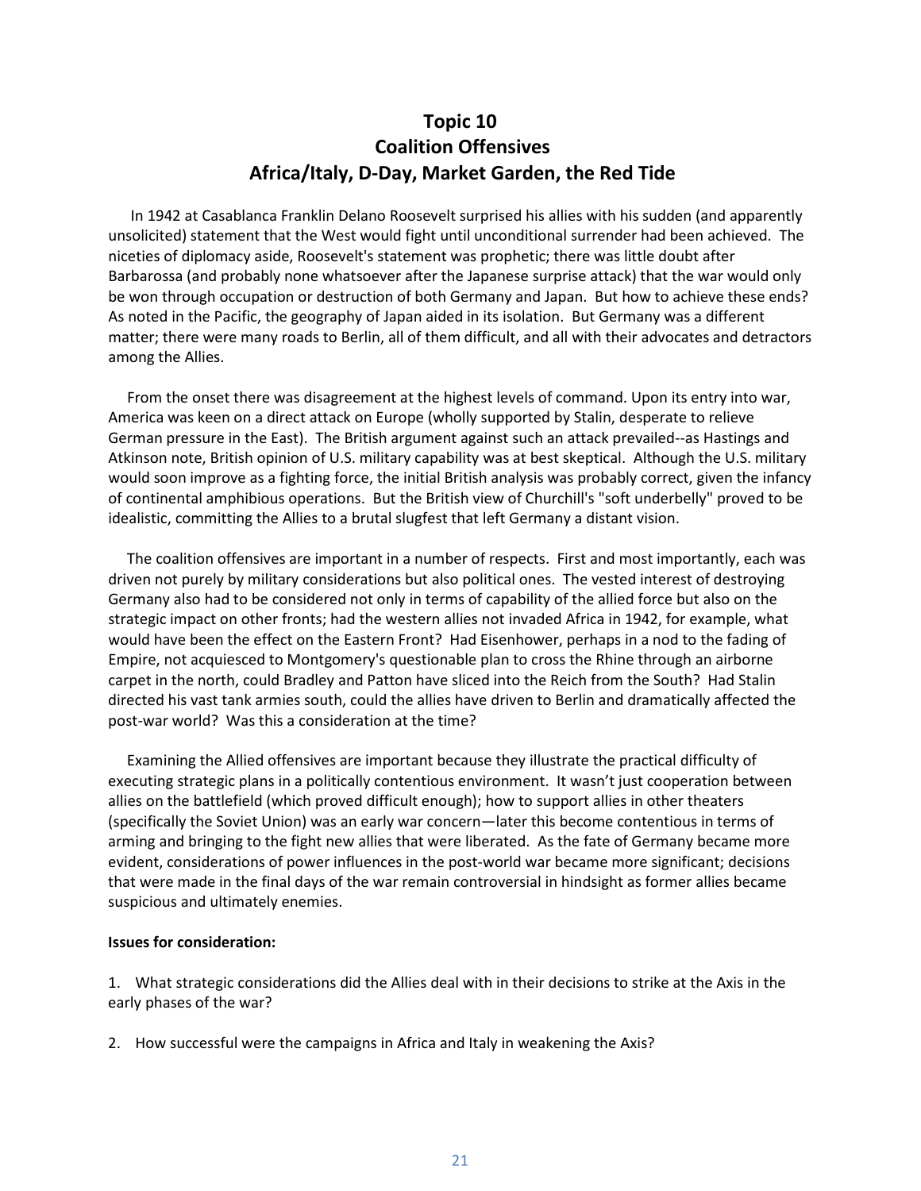# Topic 10
# Coalition Offensives
# Africa/Italy, D-Day, Market Garden, the Red Tide

In 1942 at Casablanca Franklin Delano Roosevelt surprised his allies with his sudden (and apparently unsolicited) statement that the West would fight until unconditional surrender had been achieved. The niceties of diplomacy aside, Roosevelt's statement was prophetic; there was little doubt after Barbarossa (and probably none whatsoever after the Japanese surprise attack) that the war would only be won through occupation or destruction of both Germany and Japan. But how to achieve these ends? As noted in the Pacific, the geography of Japan aided in its isolation. But Germany was a different matter; there were many roads to Berlin, all of them difficult, and all with their advocates and detractors among the Allies.

From the onset there was disagreement at the highest levels of command. Upon its entry into war, America was keen on a direct attack on Europe (wholly supported by Stalin, desperate to relieve German pressure in the East). The British argument against such an attack prevailed--as Hastings and Atkinson note, British opinion of U.S. military capability was at best skeptical. Although the U.S. military would soon improve as a fighting force, the initial British analysis was probably correct, given the infancy of continental amphibious operations. But the British view of Churchill's "soft underbelly" proved to be idealistic, committing the Allies to a brutal slugfest that left Germany a distant vision.

The coalition offensives are important in a number of respects. First and most importantly, each was driven not purely by military considerations but also political ones. The vested interest of destroying Germany also had to be considered not only in terms of capability of the allied force but also on the strategic impact on other fronts; had the western allies not invaded Africa in 1942, for example, what would have been the effect on the Eastern Front? Had Eisenhower, perhaps in a nod to the fading of Empire, not acquiesced to Montgomery's questionable plan to cross the Rhine through an airborne carpet in the north, could Bradley and Patton have sliced into the Reich from the South? Had Stalin directed his vast tank armies south, could the allies have driven to Berlin and dramatically affected the post-war world? Was this a consideration at the time?

Examining the Allied offensives are important because they illustrate the practical difficulty of executing strategic plans in a politically contentious environment. It wasn't just cooperation between allies on the battlefield (which proved difficult enough); how to support allies in other theaters (specifically the Soviet Union) was an early war concern—later this become contentious in terms of arming and bringing to the fight new allies that were liberated. As the fate of Germany became more evident, considerations of power influences in the post-world war became more significant; decisions that were made in the final days of the war remain controversial in hindsight as former allies became suspicious and ultimately enemies.

**Issues for consideration:**

1. What strategic considerations did the Allies deal with in their decisions to strike at the Axis in the early phases of the war?

2. How successful were the campaigns in Africa and Italy in weakening the Axis?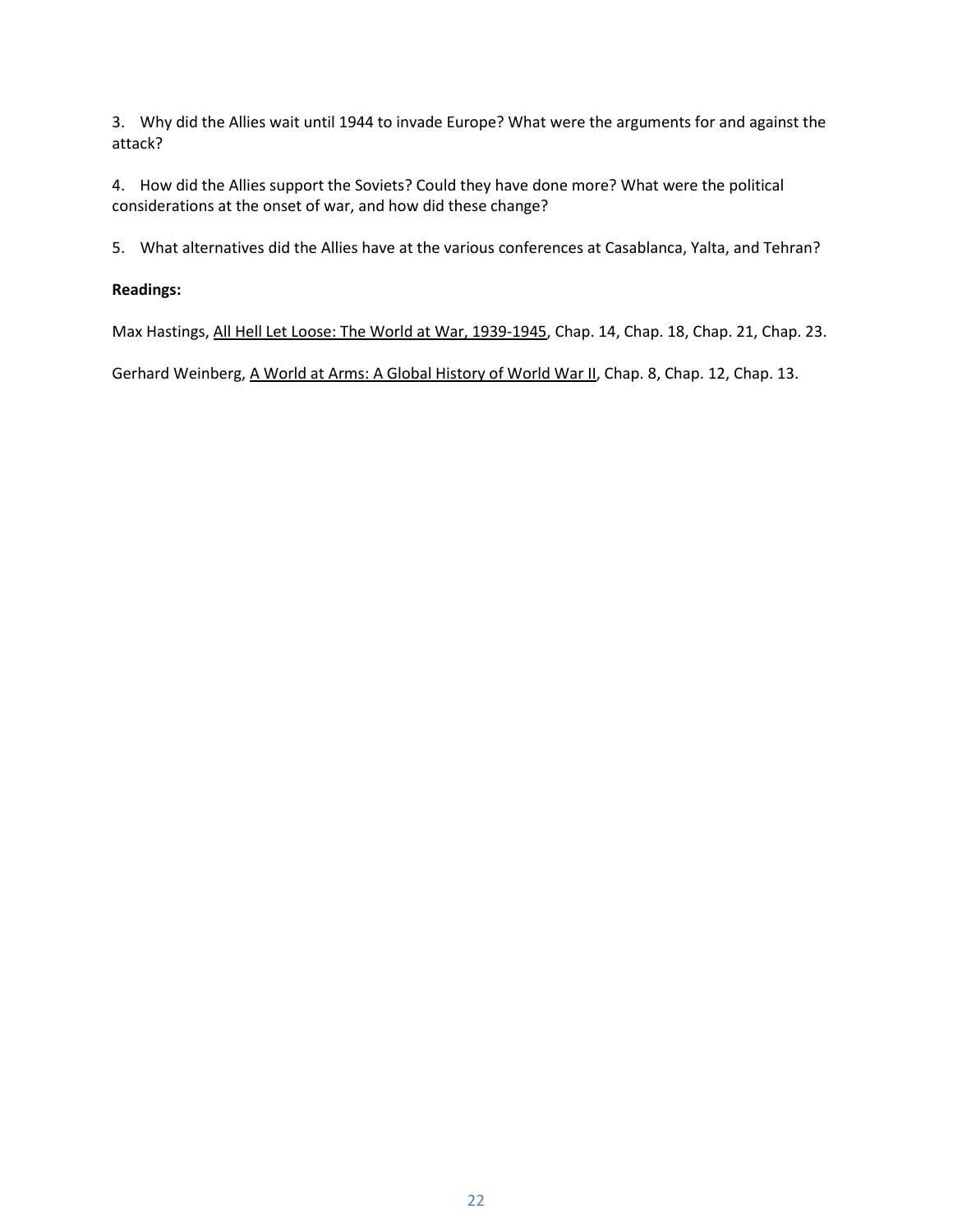3. Why did the Allies wait until 1944 to invade Europe? What were the arguments for and against the attack?

4. How did the Allies support the Soviets? Could they have done more? What were the political considerations at the onset of war, and how did these change?

5. What alternatives did the Allies have at the various conferences at Casablanca, Yalta, and Tehran?

**Readings:**

Max Hastings, <u>All Hell Let Loose: The World at War, 1939-1945</u>, Chap. 14, Chap. 18, Chap. 21, Chap. 23.

Gerhard Weinberg, <u>A World at Arms: A Global History of World War II</u>, Chap. 8, Chap. 12, Chap. 13.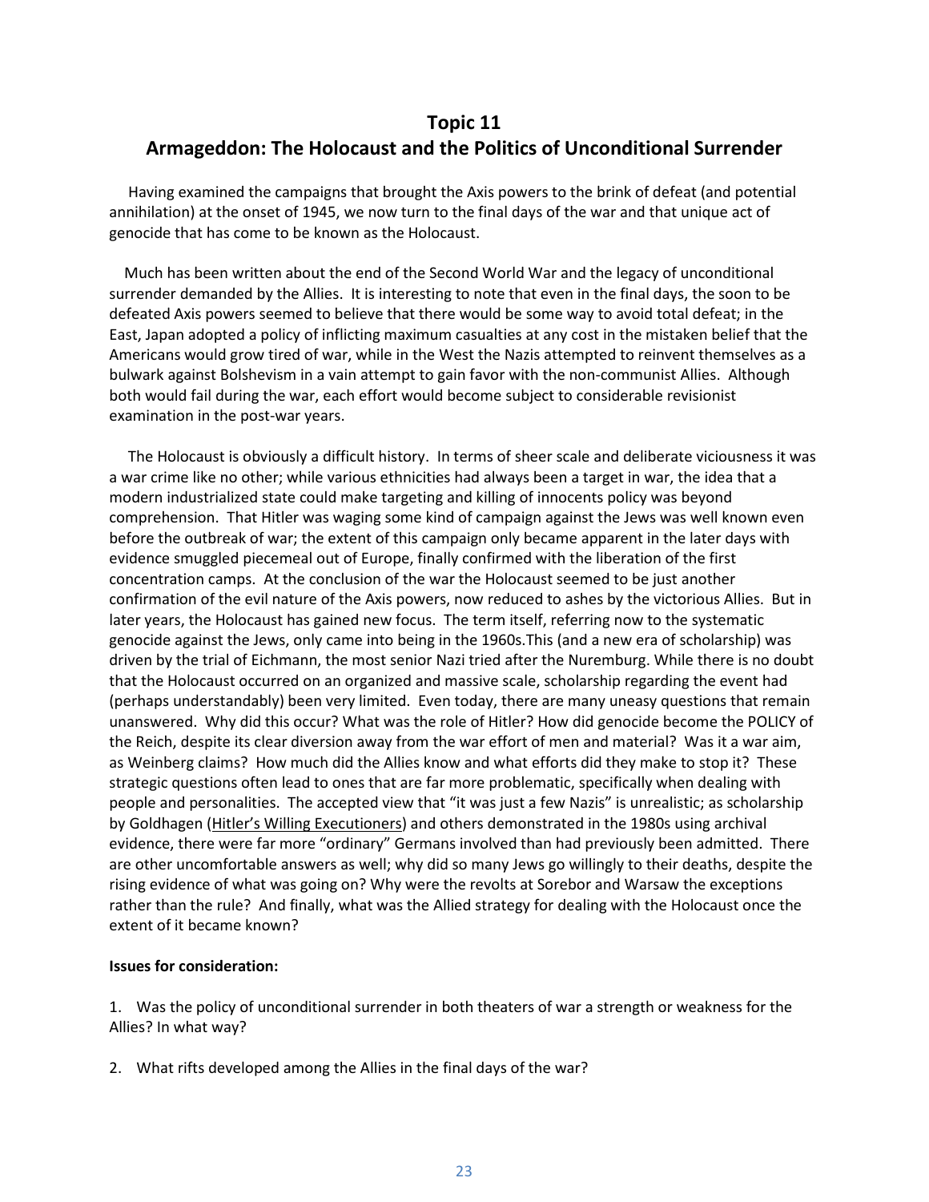## Topic 11
## Armageddon: The Holocaust and the Politics of Unconditional Surrender

Having examined the campaigns that brought the Axis powers to the brink of defeat (and potential annihilation) at the onset of 1945, we now turn to the final days of the war and that unique act of genocide that has come to be known as the Holocaust.

Much has been written about the end of the Second World War and the legacy of unconditional surrender demanded by the Allies. It is interesting to note that even in the final days, the soon to be defeated Axis powers seemed to believe that there would be some way to avoid total defeat; in the East, Japan adopted a policy of inflicting maximum casualties at any cost in the mistaken belief that the Americans would grow tired of war, while in the West the Nazis attempted to reinvent themselves as a bulwark against Bolshevism in a vain attempt to gain favor with the non-communist Allies. Although both would fail during the war, each effort would become subject to considerable revisionist examination in the post-war years.

The Holocaust is obviously a difficult history. In terms of sheer scale and deliberate viciousness it was a war crime like no other; while various ethnicities had always been a target in war, the idea that a modern industrialized state could make targeting and killing of innocents policy was beyond comprehension. That Hitler was waging some kind of campaign against the Jews was well known even before the outbreak of war; the extent of this campaign only became apparent in the later days with evidence smuggled piecemeal out of Europe, finally confirmed with the liberation of the first concentration camps. At the conclusion of the war the Holocaust seemed to be just another confirmation of the evil nature of the Axis powers, now reduced to ashes by the victorious Allies. But in later years, the Holocaust has gained new focus. The term itself, referring now to the systematic genocide against the Jews, only came into being in the 1960s.This (and a new era of scholarship) was driven by the trial of Eichmann, the most senior Nazi tried after the Nuremburg. While there is no doubt that the Holocaust occurred on an organized and massive scale, scholarship regarding the event had (perhaps understandably) been very limited. Even today, there are many uneasy questions that remain unanswered. Why did this occur? What was the role of Hitler? How did genocide become the POLICY of the Reich, despite its clear diversion away from the war effort of men and material? Was it a war aim, as Weinberg claims? How much did the Allies know and what efforts did they make to stop it? These strategic questions often lead to ones that are far more problematic, specifically when dealing with people and personalities. The accepted view that "it was just a few Nazis" is unrealistic; as scholarship by Goldhagen (Hitler's Willing Executioners) and others demonstrated in the 1980s using archival evidence, there were far more "ordinary" Germans involved than had previously been admitted. There are other uncomfortable answers as well; why did so many Jews go willingly to their deaths, despite the rising evidence of what was going on? Why were the revolts at Sorebor and Warsaw the exceptions rather than the rule? And finally, what was the Allied strategy for dealing with the Holocaust once the extent of it became known?

**Issues for consideration:**

1. Was the policy of unconditional surrender in both theaters of war a strength or weakness for the Allies? In what way?

2. What rifts developed among the Allies in the final days of the war?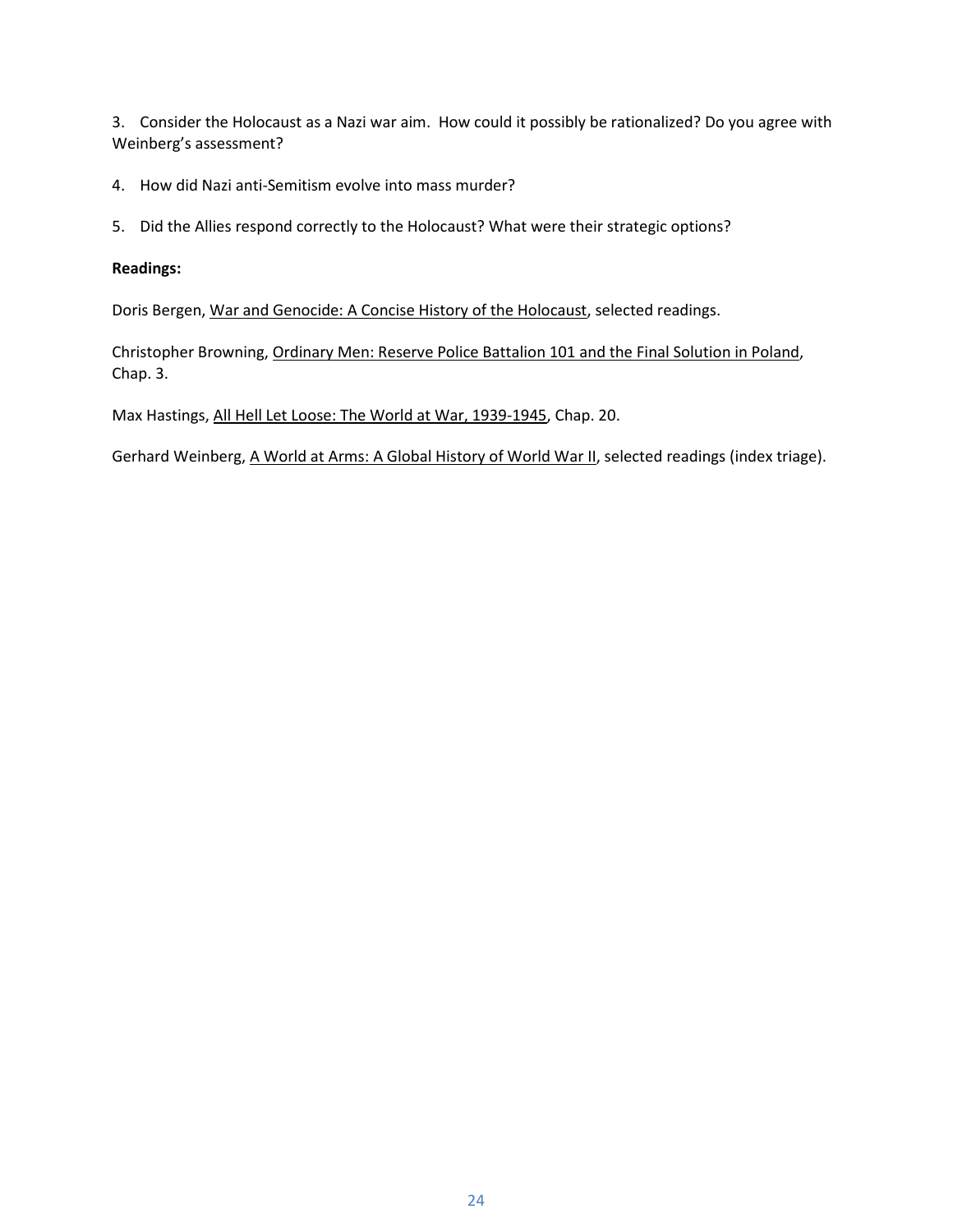3. Consider the Holocaust as a Nazi war aim. How could it possibly be rationalized? Do you agree with Weinberg's assessment?

4. How did Nazi anti-Semitism evolve into mass murder?

5. Did the Allies respond correctly to the Holocaust? What were their strategic options?

**Readings:**

Doris Bergen, War and Genocide: A Concise History of the Holocaust, selected readings.

Christopher Browning, Ordinary Men: Reserve Police Battalion 101 and the Final Solution in Poland, Chap. 3.

Max Hastings, All Hell Let Loose: The World at War, 1939-1945, Chap. 20.

Gerhard Weinberg, A World at Arms: A Global History of World War II, selected readings (index triage).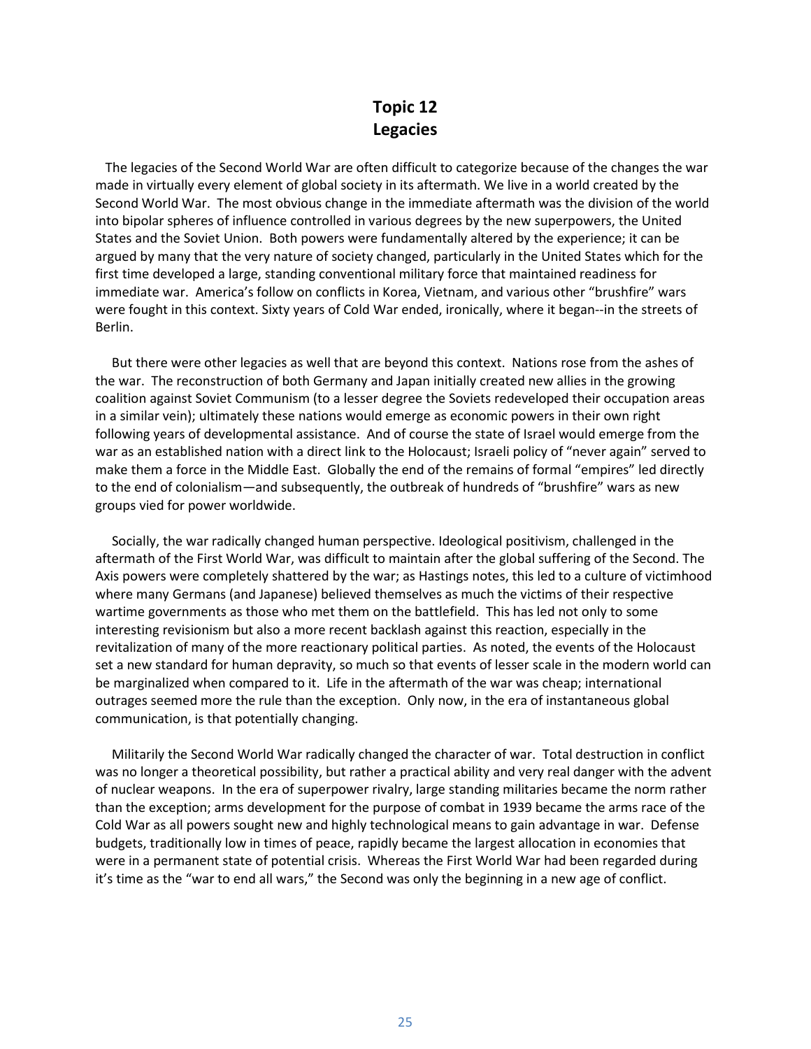# Topic 12
# Legacies

The legacies of the Second World War are often difficult to categorize because of the changes the war made in virtually every element of global society in its aftermath. We live in a world created by the Second World War. The most obvious change in the immediate aftermath was the division of the world into bipolar spheres of influence controlled in various degrees by the new superpowers, the United States and the Soviet Union. Both powers were fundamentally altered by the experience; it can be argued by many that the very nature of society changed, particularly in the United States which for the first time developed a large, standing conventional military force that maintained readiness for immediate war. America's follow on conflicts in Korea, Vietnam, and various other "brushfire" wars were fought in this context. Sixty years of Cold War ended, ironically, where it began--in the streets of Berlin.

But there were other legacies as well that are beyond this context. Nations rose from the ashes of the war. The reconstruction of both Germany and Japan initially created new allies in the growing coalition against Soviet Communism (to a lesser degree the Soviets redeveloped their occupation areas in a similar vein); ultimately these nations would emerge as economic powers in their own right following years of developmental assistance. And of course the state of Israel would emerge from the war as an established nation with a direct link to the Holocaust; Israeli policy of "never again" served to make them a force in the Middle East. Globally the end of the remains of formal "empires" led directly to the end of colonialism—and subsequently, the outbreak of hundreds of "brushfire" wars as new groups vied for power worldwide.

Socially, the war radically changed human perspective. Ideological positivism, challenged in the aftermath of the First World War, was difficult to maintain after the global suffering of the Second. The Axis powers were completely shattered by the war; as Hastings notes, this led to a culture of victimhood where many Germans (and Japanese) believed themselves as much the victims of their respective wartime governments as those who met them on the battlefield. This has led not only to some interesting revisionism but also a more recent backlash against this reaction, especially in the revitalization of many of the more reactionary political parties. As noted, the events of the Holocaust set a new standard for human depravity, so much so that events of lesser scale in the modern world can be marginalized when compared to it. Life in the aftermath of the war was cheap; international outrages seemed more the rule than the exception. Only now, in the era of instantaneous global communication, is that potentially changing.

Militarily the Second World War radically changed the character of war. Total destruction in conflict was no longer a theoretical possibility, but rather a practical ability and very real danger with the advent of nuclear weapons. In the era of superpower rivalry, large standing militaries became the norm rather than the exception; arms development for the purpose of combat in 1939 became the arms race of the Cold War as all powers sought new and highly technological means to gain advantage in war. Defense budgets, traditionally low in times of peace, rapidly became the largest allocation in economies that were in a permanent state of potential crisis. Whereas the First World War had been regarded during it's time as the "war to end all wars," the Second was only the beginning in a new age of conflict.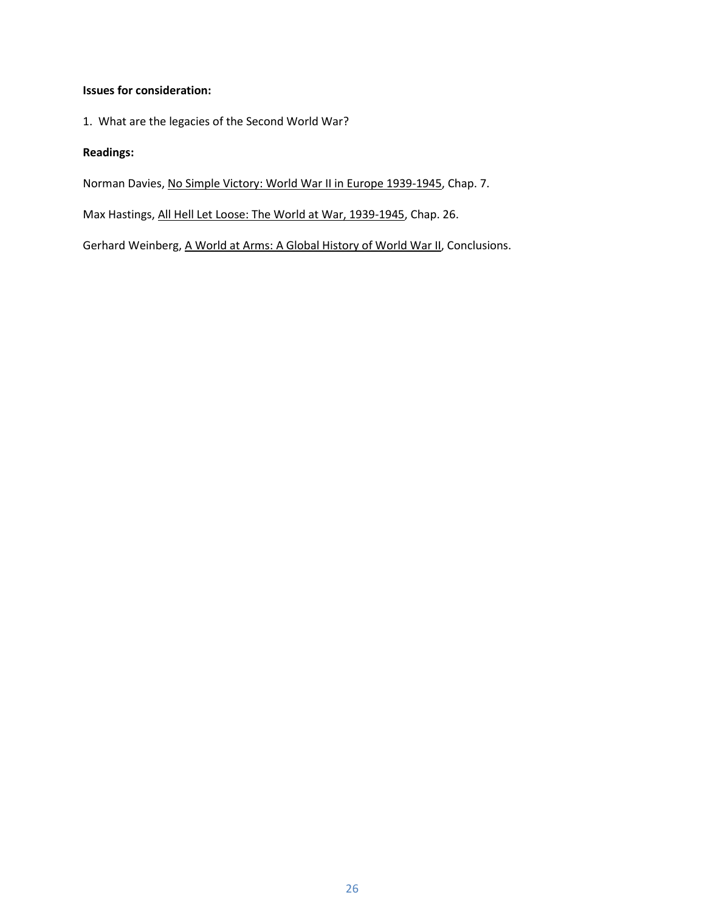**Issues for consideration:**

1. What are the legacies of the Second World War?

**Readings:**

Norman Davies, <u>No Simple Victory: World War II in Europe 1939-1945</u>, Chap. 7.

Max Hastings, <u>All Hell Let Loose: The World at War, 1939-1945</u>, Chap. 26.

Gerhard Weinberg, <u>A World at Arms: A Global History of World War II</u>, Conclusions.